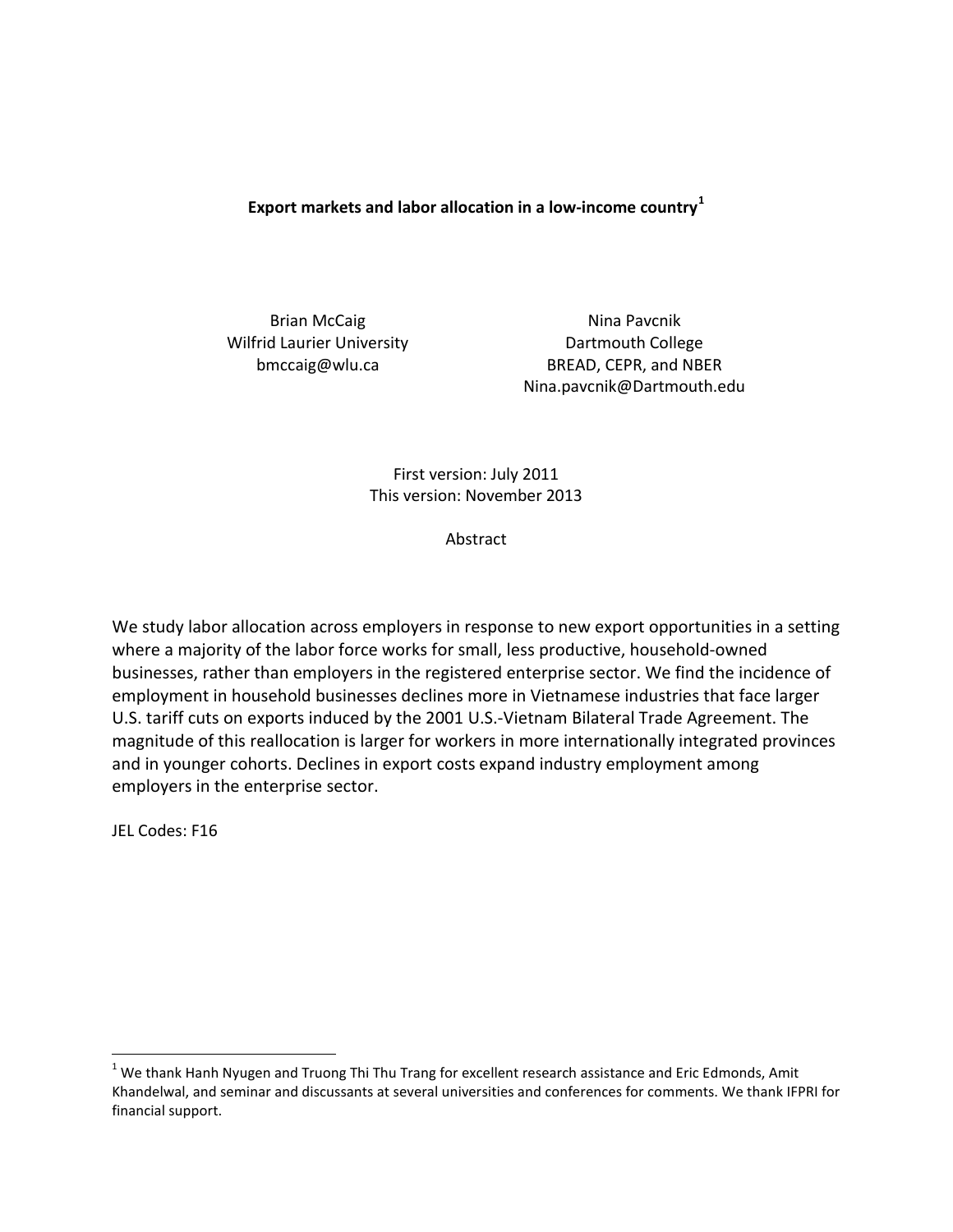# Export markets and labor allocation in a low-income country[1]

Brian McCaig
Wilfrid Laurier University
bmccaig@wlu.ca

Nina Pavcnik
Dartmouth College
BREAD, CEPR, and NBER
Nina.pavcnik@Dartmouth.edu

First version: July 2011
This version: November 2013

Abstract

We study labor allocation across employers in response to new export opportunities in a setting where a majority of the labor force works for small, less productive, household-owned businesses, rather than employers in the registered enterprise sector. We find the incidence of employment in household businesses declines more in Vietnamese industries that face larger U.S. tariff cuts on exports induced by the 2001 U.S.-Vietnam Bilateral Trade Agreement. The magnitude of this reallocation is larger for workers in more internationally integrated provinces and in younger cohorts. Declines in export costs expand industry employment among employers in the enterprise sector.

JEL Codes: F16

[1] We thank Hanh Nyugen and Truong Thi Thu Trang for excellent research assistance and Eric Edmonds, Amit Khandelwal, and seminar and discussants at several universities and conferences for comments. We thank IFPRI for financial support.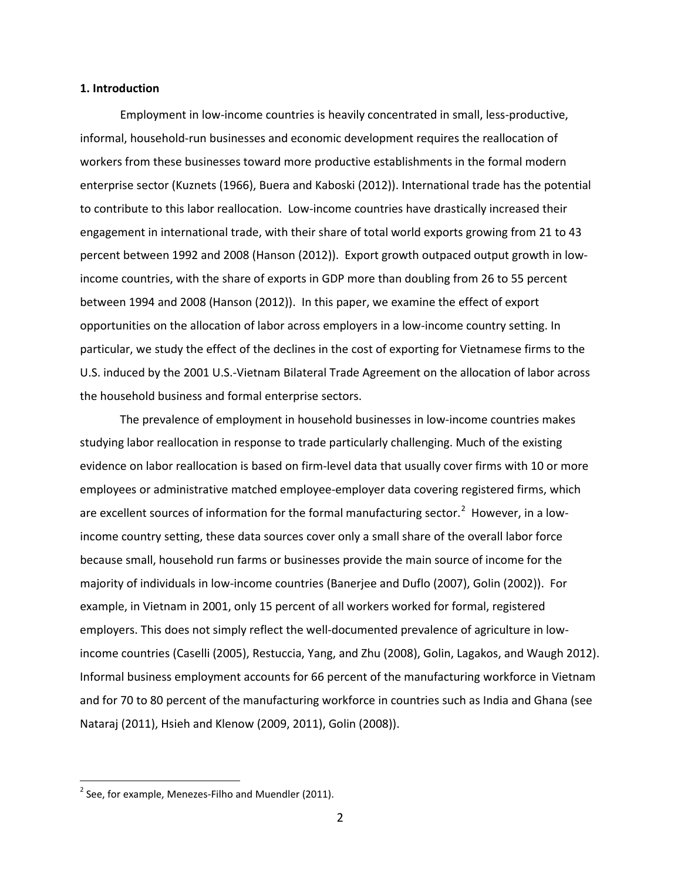## 1. Introduction

Employment in low-income countries is heavily concentrated in small, less-productive, informal, household-run businesses and economic development requires the reallocation of workers from these businesses toward more productive establishments in the formal modern enterprise sector (Kuznets (1966), Buera and Kaboski (2012)). International trade has the potential to contribute to this labor reallocation. Low-income countries have drastically increased their engagement in international trade, with their share of total world exports growing from 21 to 43 percent between 1992 and 2008 (Hanson (2012)). Export growth outpaced output growth in low-income countries, with the share of exports in GDP more than doubling from 26 to 55 percent between 1994 and 2008 (Hanson (2012)). In this paper, we examine the effect of export opportunities on the allocation of labor across employers in a low-income country setting. In particular, we study the effect of the declines in the cost of exporting for Vietnamese firms to the U.S. induced by the 2001 U.S.-Vietnam Bilateral Trade Agreement on the allocation of labor across the household business and formal enterprise sectors.

The prevalence of employment in household businesses in low-income countries makes studying labor reallocation in response to trade particularly challenging. Much of the existing evidence on labor reallocation is based on firm-level data that usually cover firms with 10 or more employees or administrative matched employee-employer data covering registered firms, which are excellent sources of information for the formal manufacturing sector.[2] However, in a low-income country setting, these data sources cover only a small share of the overall labor force because small, household run farms or businesses provide the main source of income for the majority of individuals in low-income countries (Banerjee and Duflo (2007), Golin (2002)). For example, in Vietnam in 2001, only 15 percent of all workers worked for formal, registered employers. This does not simply reflect the well-documented prevalence of agriculture in low-income countries (Caselli (2005), Restuccia, Yang, and Zhu (2008), Golin, Lagakos, and Waugh 2012). Informal business employment accounts for 66 percent of the manufacturing workforce in Vietnam and for 70 to 80 percent of the manufacturing workforce in countries such as India and Ghana (see Nataraj (2011), Hsieh and Klenow (2009, 2011), Golin (2008)).

[2] See, for example, Menezes-Filho and Muendler (2011).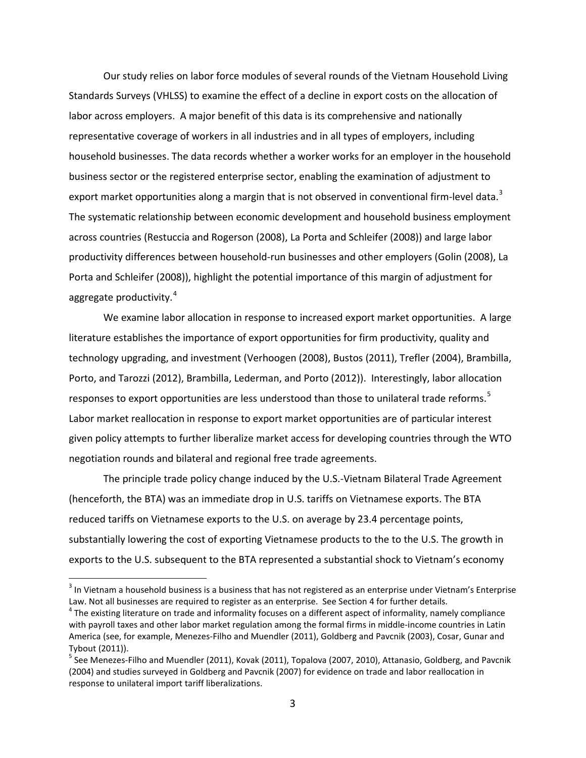Our study relies on labor force modules of several rounds of the Vietnam Household Living Standards Surveys (VHLSS) to examine the effect of a decline in export costs on the allocation of labor across employers. A major benefit of this data is its comprehensive and nationally representative coverage of workers in all industries and in all types of employers, including household businesses. The data records whether a worker works for an employer in the household business sector or the registered enterprise sector, enabling the examination of adjustment to export market opportunities along a margin that is not observed in conventional firm-level data.[3] The systematic relationship between economic development and household business employment across countries (Restuccia and Rogerson (2008), La Porta and Schleifer (2008)) and large labor productivity differences between household-run businesses and other employers (Golin (2008), La Porta and Schleifer (2008)), highlight the potential importance of this margin of adjustment for aggregate productivity.[4]

We examine labor allocation in response to increased export market opportunities. A large literature establishes the importance of export opportunities for firm productivity, quality and technology upgrading, and investment (Verhoogen (2008), Bustos (2011), Trefler (2004), Brambilla, Porto, and Tarozzi (2012), Brambilla, Lederman, and Porto (2012)). Interestingly, labor allocation responses to export opportunities are less understood than those to unilateral trade reforms.[5] Labor market reallocation in response to export market opportunities are of particular interest given policy attempts to further liberalize market access for developing countries through the WTO negotiation rounds and bilateral and regional free trade agreements.

The principle trade policy change induced by the U.S.-Vietnam Bilateral Trade Agreement (henceforth, the BTA) was an immediate drop in U.S. tariffs on Vietnamese exports. The BTA reduced tariffs on Vietnamese exports to the U.S. on average by 23.4 percentage points, substantially lowering the cost of exporting Vietnamese products to the to the U.S. The growth in exports to the U.S. subsequent to the BTA represented a substantial shock to Vietnam's economy

---

[3] In Vietnam a household business is a business that has not registered as an enterprise under Vietnam's Enterprise Law. Not all businesses are required to register as an enterprise. See Section 4 for further details.

[4] The existing literature on trade and informality focuses on a different aspect of informality, namely compliance with payroll taxes and other labor market regulation among the formal firms in middle-income countries in Latin America (see, for example, Menezes-Filho and Muendler (2011), Goldberg and Pavcnik (2003), Cosar, Gunar and Tybout (2011)).

[5] See Menezes-Filho and Muendler (2011), Kovak (2011), Topalova (2007, 2010), Attanasio, Goldberg, and Pavcnik (2004) and studies surveyed in Goldberg and Pavcnik (2007) for evidence on trade and labor reallocation in response to unilateral import tariff liberalizations.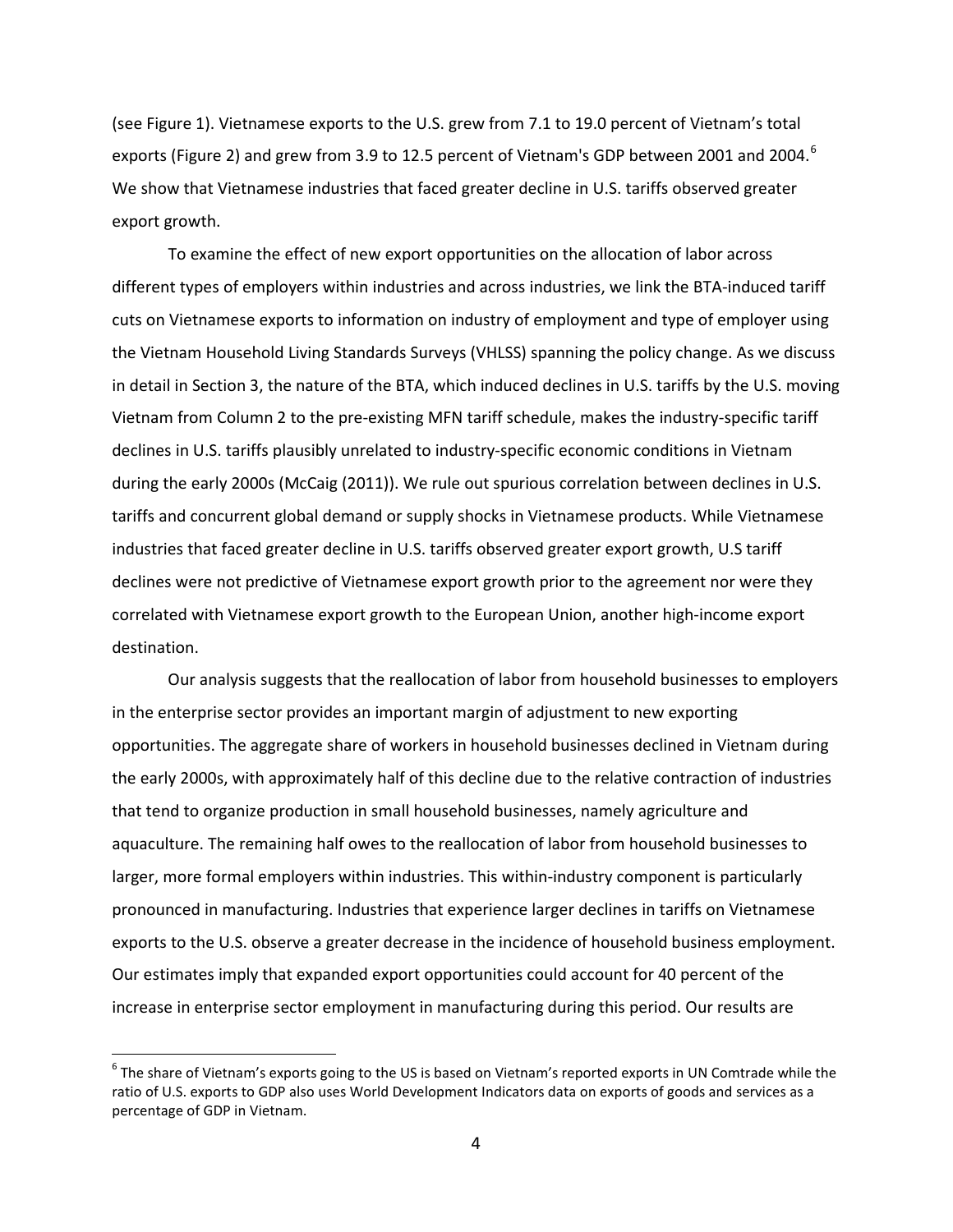(see Figure 1). Vietnamese exports to the U.S. grew from 7.1 to 19.0 percent of Vietnam's total exports (Figure 2) and grew from 3.9 to 12.5 percent of Vietnam's GDP between 2001 and 2004.[6] We show that Vietnamese industries that faced greater decline in U.S. tariffs observed greater export growth.

To examine the effect of new export opportunities on the allocation of labor across different types of employers within industries and across industries, we link the BTA-induced tariff cuts on Vietnamese exports to information on industry of employment and type of employer using the Vietnam Household Living Standards Surveys (VHLSS) spanning the policy change. As we discuss in detail in Section 3, the nature of the BTA, which induced declines in U.S. tariffs by the U.S. moving Vietnam from Column 2 to the pre-existing MFN tariff schedule, makes the industry-specific tariff declines in U.S. tariffs plausibly unrelated to industry-specific economic conditions in Vietnam during the early 2000s (McCaig (2011)). We rule out spurious correlation between declines in U.S. tariffs and concurrent global demand or supply shocks in Vietnamese products. While Vietnamese industries that faced greater decline in U.S. tariffs observed greater export growth, U.S tariff declines were not predictive of Vietnamese export growth prior to the agreement nor were they correlated with Vietnamese export growth to the European Union, another high-income export destination.

Our analysis suggests that the reallocation of labor from household businesses to employers in the enterprise sector provides an important margin of adjustment to new exporting opportunities. The aggregate share of workers in household businesses declined in Vietnam during the early 2000s, with approximately half of this decline due to the relative contraction of industries that tend to organize production in small household businesses, namely agriculture and aquaculture. The remaining half owes to the reallocation of labor from household businesses to larger, more formal employers within industries. This within-industry component is particularly pronounced in manufacturing. Industries that experience larger declines in tariffs on Vietnamese exports to the U.S. observe a greater decrease in the incidence of household business employment. Our estimates imply that expanded export opportunities could account for 40 percent of the increase in enterprise sector employment in manufacturing during this period. Our results are

[6] The share of Vietnam's exports going to the US is based on Vietnam's reported exports in UN Comtrade while the ratio of U.S. exports to GDP also uses World Development Indicators data on exports of goods and services as a percentage of GDP in Vietnam.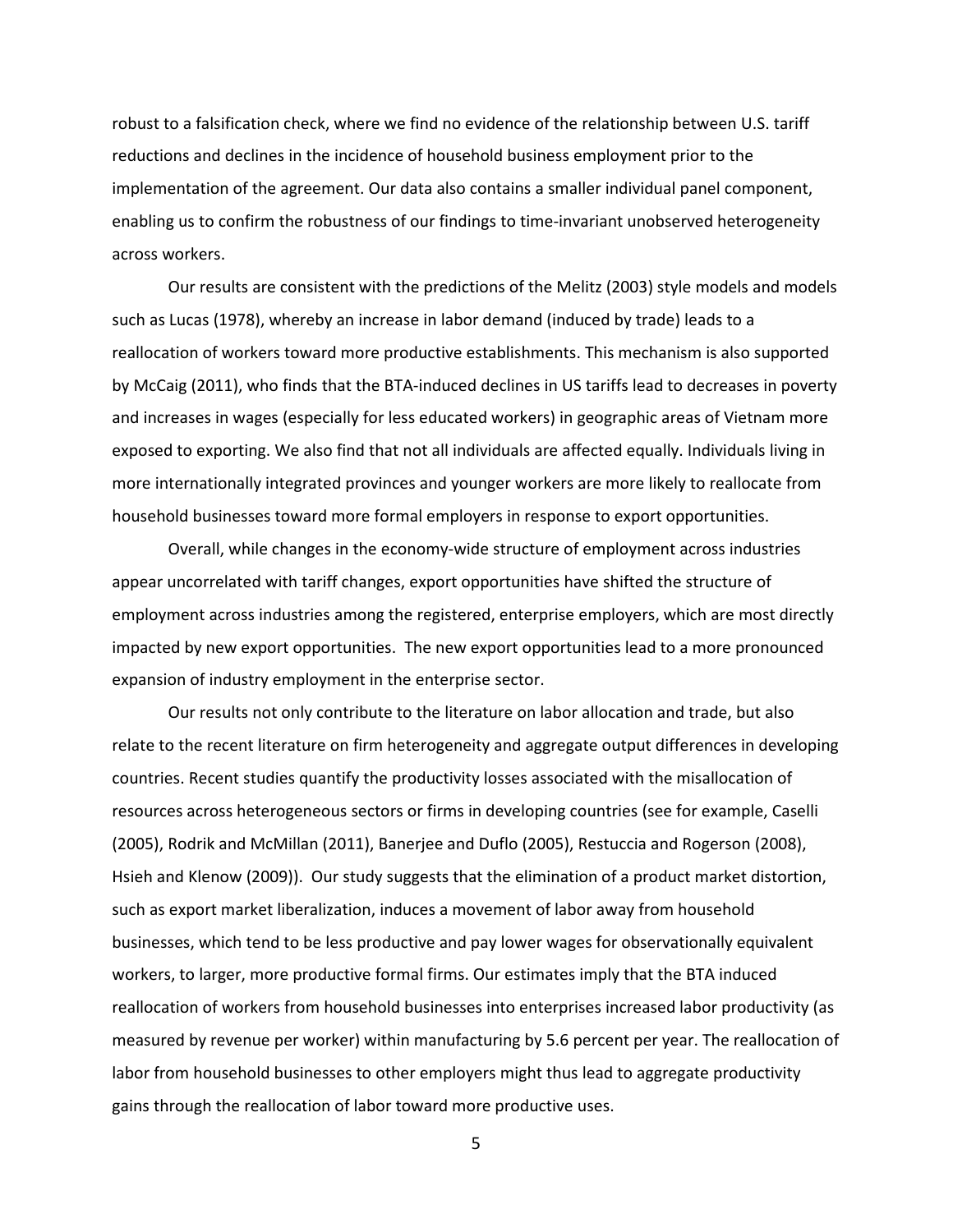robust to a falsification check, where we find no evidence of the relationship between U.S. tariff reductions and declines in the incidence of household business employment prior to the implementation of the agreement. Our data also contains a smaller individual panel component, enabling us to confirm the robustness of our findings to time-invariant unobserved heterogeneity across workers.

Our results are consistent with the predictions of the Melitz (2003) style models and models such as Lucas (1978), whereby an increase in labor demand (induced by trade) leads to a reallocation of workers toward more productive establishments. This mechanism is also supported by McCaig (2011), who finds that the BTA-induced declines in US tariffs lead to decreases in poverty and increases in wages (especially for less educated workers) in geographic areas of Vietnam more exposed to exporting. We also find that not all individuals are affected equally. Individuals living in more internationally integrated provinces and younger workers are more likely to reallocate from household businesses toward more formal employers in response to export opportunities.

Overall, while changes in the economy-wide structure of employment across industries appear uncorrelated with tariff changes, export opportunities have shifted the structure of employment across industries among the registered, enterprise employers, which are most directly impacted by new export opportunities. The new export opportunities lead to a more pronounced expansion of industry employment in the enterprise sector.

Our results not only contribute to the literature on labor allocation and trade, but also relate to the recent literature on firm heterogeneity and aggregate output differences in developing countries. Recent studies quantify the productivity losses associated with the misallocation of resources across heterogeneous sectors or firms in developing countries (see for example, Caselli (2005), Rodrik and McMillan (2011), Banerjee and Duflo (2005), Restuccia and Rogerson (2008), Hsieh and Klenow (2009)). Our study suggests that the elimination of a product market distortion, such as export market liberalization, induces a movement of labor away from household businesses, which tend to be less productive and pay lower wages for observationally equivalent workers, to larger, more productive formal firms. Our estimates imply that the BTA induced reallocation of workers from household businesses into enterprises increased labor productivity (as measured by revenue per worker) within manufacturing by 5.6 percent per year. The reallocation of labor from household businesses to other employers might thus lead to aggregate productivity gains through the reallocation of labor toward more productive uses.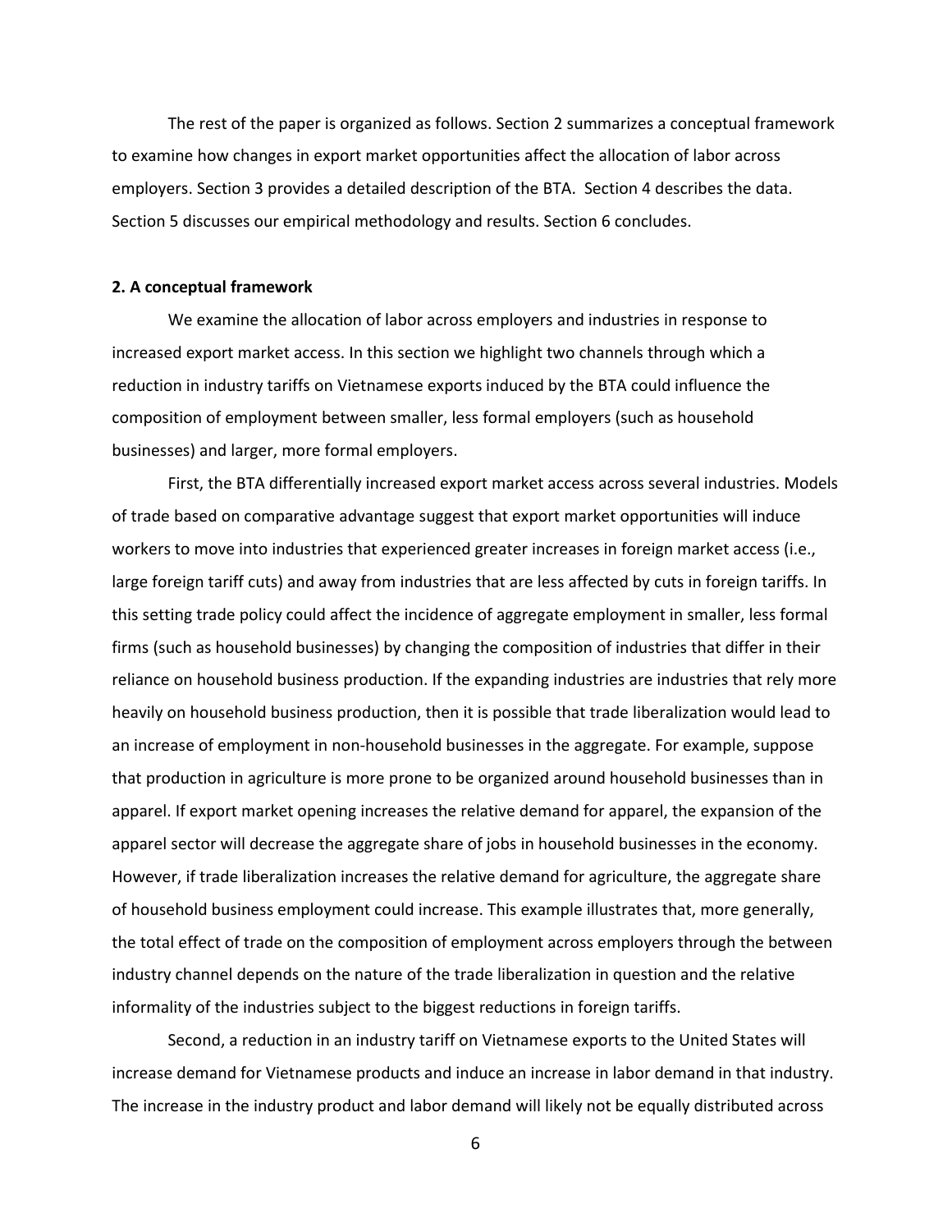The rest of the paper is organized as follows. Section 2 summarizes a conceptual framework to examine how changes in export market opportunities affect the allocation of labor across employers. Section 3 provides a detailed description of the BTA. Section 4 describes the data. Section 5 discusses our empirical methodology and results. Section 6 concludes.

## 2. A conceptual framework

We examine the allocation of labor across employers and industries in response to increased export market access. In this section we highlight two channels through which a reduction in industry tariffs on Vietnamese exports induced by the BTA could influence the composition of employment between smaller, less formal employers (such as household businesses) and larger, more formal employers.

First, the BTA differentially increased export market access across several industries. Models of trade based on comparative advantage suggest that export market opportunities will induce workers to move into industries that experienced greater increases in foreign market access (i.e., large foreign tariff cuts) and away from industries that are less affected by cuts in foreign tariffs. In this setting trade policy could affect the incidence of aggregate employment in smaller, less formal firms (such as household businesses) by changing the composition of industries that differ in their reliance on household business production. If the expanding industries are industries that rely more heavily on household business production, then it is possible that trade liberalization would lead to an increase of employment in non-household businesses in the aggregate. For example, suppose that production in agriculture is more prone to be organized around household businesses than in apparel. If export market opening increases the relative demand for apparel, the expansion of the apparel sector will decrease the aggregate share of jobs in household businesses in the economy. However, if trade liberalization increases the relative demand for agriculture, the aggregate share of household business employment could increase. This example illustrates that, more generally, the total effect of trade on the composition of employment across employers through the between industry channel depends on the nature of the trade liberalization in question and the relative informality of the industries subject to the biggest reductions in foreign tariffs.

Second, a reduction in an industry tariff on Vietnamese exports to the United States will increase demand for Vietnamese products and induce an increase in labor demand in that industry. The increase in the industry product and labor demand will likely not be equally distributed across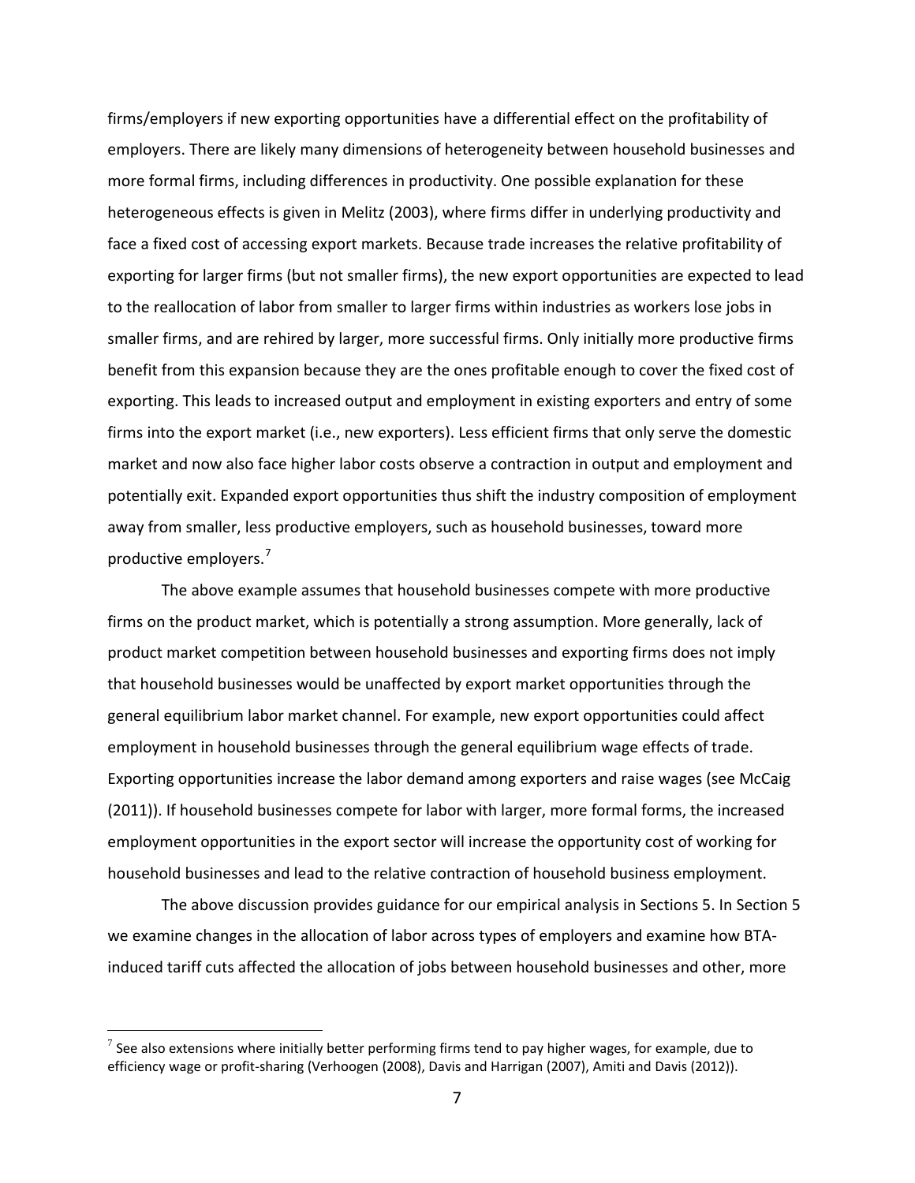firms/employers if new exporting opportunities have a differential effect on the profitability of employers. There are likely many dimensions of heterogeneity between household businesses and more formal firms, including differences in productivity. One possible explanation for these heterogeneous effects is given in Melitz (2003), where firms differ in underlying productivity and face a fixed cost of accessing export markets. Because trade increases the relative profitability of exporting for larger firms (but not smaller firms), the new export opportunities are expected to lead to the reallocation of labor from smaller to larger firms within industries as workers lose jobs in smaller firms, and are rehired by larger, more successful firms. Only initially more productive firms benefit from this expansion because they are the ones profitable enough to cover the fixed cost of exporting. This leads to increased output and employment in existing exporters and entry of some firms into the export market (i.e., new exporters). Less efficient firms that only serve the domestic market and now also face higher labor costs observe a contraction in output and employment and potentially exit. Expanded export opportunities thus shift the industry composition of employment away from smaller, less productive employers, such as household businesses, toward more productive employers.[7]

The above example assumes that household businesses compete with more productive firms on the product market, which is potentially a strong assumption. More generally, lack of product market competition between household businesses and exporting firms does not imply that household businesses would be unaffected by export market opportunities through the general equilibrium labor market channel. For example, new export opportunities could affect employment in household businesses through the general equilibrium wage effects of trade. Exporting opportunities increase the labor demand among exporters and raise wages (see McCaig (2011)). If household businesses compete for labor with larger, more formal forms, the increased employment opportunities in the export sector will increase the opportunity cost of working for household businesses and lead to the relative contraction of household business employment.

The above discussion provides guidance for our empirical analysis in Sections 5. In Section 5 we examine changes in the allocation of labor across types of employers and examine how BTA-induced tariff cuts affected the allocation of jobs between household businesses and other, more

[7] See also extensions where initially better performing firms tend to pay higher wages, for example, due to efficiency wage or profit-sharing (Verhoogen (2008), Davis and Harrigan (2007), Amiti and Davis (2012)).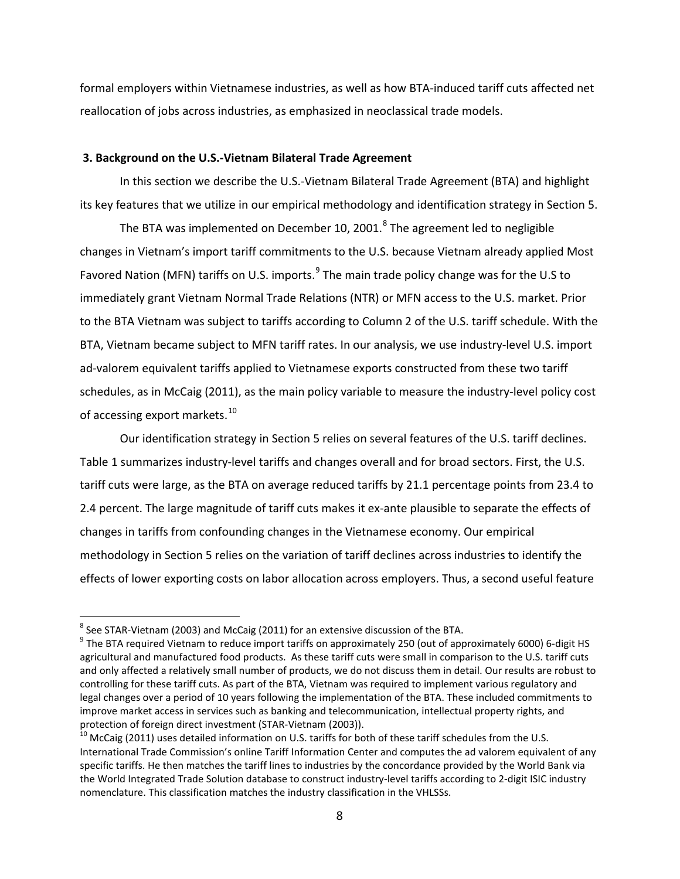formal employers within Vietnamese industries, as well as how BTA-induced tariff cuts affected net reallocation of jobs across industries, as emphasized in neoclassical trade models.

## 3. Background on the U.S.-Vietnam Bilateral Trade Agreement

In this section we describe the U.S.-Vietnam Bilateral Trade Agreement (BTA) and highlight its key features that we utilize in our empirical methodology and identification strategy in Section 5.

The BTA was implemented on December 10, 2001.[8] The agreement led to negligible changes in Vietnam's import tariff commitments to the U.S. because Vietnam already applied Most Favored Nation (MFN) tariffs on U.S. imports.[9] The main trade policy change was for the U.S to immediately grant Vietnam Normal Trade Relations (NTR) or MFN access to the U.S. market. Prior to the BTA Vietnam was subject to tariffs according to Column 2 of the U.S. tariff schedule. With the BTA, Vietnam became subject to MFN tariff rates. In our analysis, we use industry-level U.S. import ad-valorem equivalent tariffs applied to Vietnamese exports constructed from these two tariff schedules, as in McCaig (2011), as the main policy variable to measure the industry-level policy cost of accessing export markets.[10]

Our identification strategy in Section 5 relies on several features of the U.S. tariff declines. Table 1 summarizes industry-level tariffs and changes overall and for broad sectors. First, the U.S. tariff cuts were large, as the BTA on average reduced tariffs by 21.1 percentage points from 23.4 to 2.4 percent. The large magnitude of tariff cuts makes it ex-ante plausible to separate the effects of changes in tariffs from confounding changes in the Vietnamese economy. Our empirical methodology in Section 5 relies on the variation of tariff declines across industries to identify the effects of lower exporting costs on labor allocation across employers. Thus, a second useful feature

---

[8] See STAR-Vietnam (2003) and McCaig (2011) for an extensive discussion of the BTA.

[9] The BTA required Vietnam to reduce import tariffs on approximately 250 (out of approximately 6000) 6-digit HS agricultural and manufactured food products. As these tariff cuts were small in comparison to the U.S. tariff cuts and only affected a relatively small number of products, we do not discuss them in detail. Our results are robust to controlling for these tariff cuts. As part of the BTA, Vietnam was required to implement various regulatory and legal changes over a period of 10 years following the implementation of the BTA. These included commitments to improve market access in services such as banking and telecommunication, intellectual property rights, and protection of foreign direct investment (STAR-Vietnam (2003)).

[10] McCaig (2011) uses detailed information on U.S. tariffs for both of these tariff schedules from the U.S. International Trade Commission's online Tariff Information Center and computes the ad valorem equivalent of any specific tariffs. He then matches the tariff lines to industries by the concordance provided by the World Bank via the World Integrated Trade Solution database to construct industry-level tariffs according to 2-digit ISIC industry nomenclature. This classification matches the industry classification in the VHLSSs.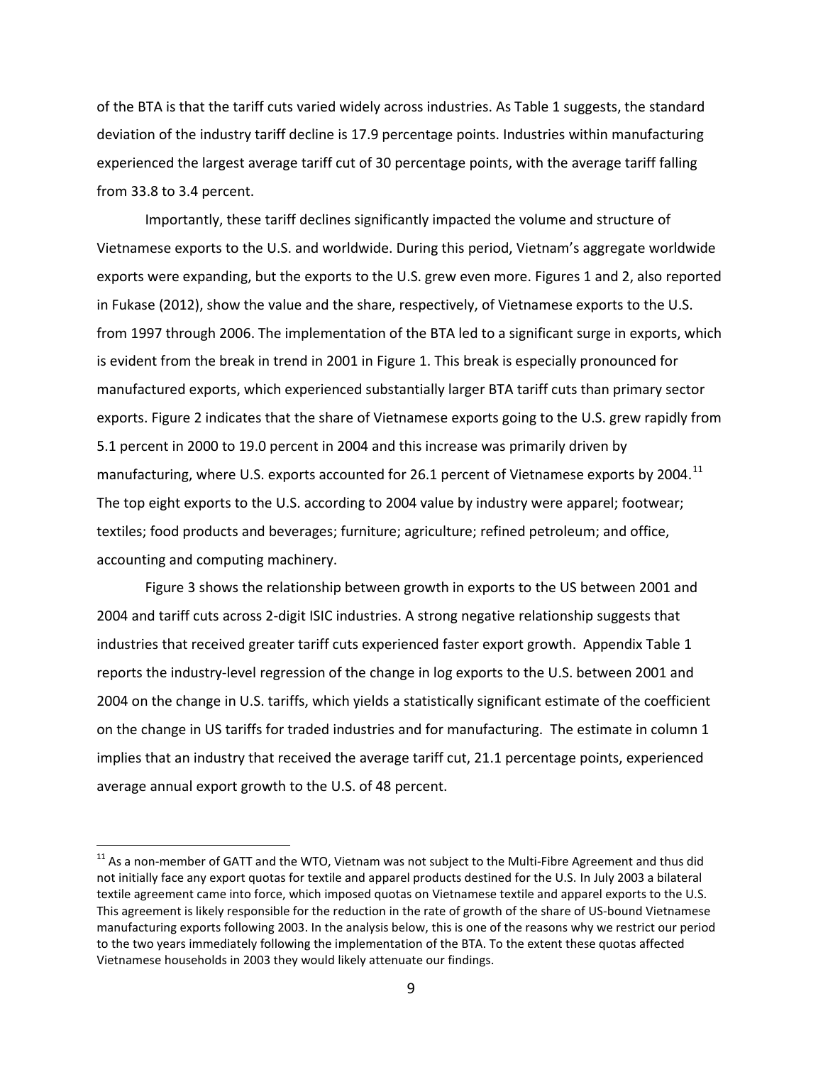of the BTA is that the tariff cuts varied widely across industries. As Table 1 suggests, the standard deviation of the industry tariff decline is 17.9 percentage points. Industries within manufacturing experienced the largest average tariff cut of 30 percentage points, with the average tariff falling from 33.8 to 3.4 percent.

Importantly, these tariff declines significantly impacted the volume and structure of Vietnamese exports to the U.S. and worldwide. During this period, Vietnam's aggregate worldwide exports were expanding, but the exports to the U.S. grew even more. Figures 1 and 2, also reported in Fukase (2012), show the value and the share, respectively, of Vietnamese exports to the U.S. from 1997 through 2006. The implementation of the BTA led to a significant surge in exports, which is evident from the break in trend in 2001 in Figure 1. This break is especially pronounced for manufactured exports, which experienced substantially larger BTA tariff cuts than primary sector exports. Figure 2 indicates that the share of Vietnamese exports going to the U.S. grew rapidly from 5.1 percent in 2000 to 19.0 percent in 2004 and this increase was primarily driven by manufacturing, where U.S. exports accounted for 26.1 percent of Vietnamese exports by 2004.[11] The top eight exports to the U.S. according to 2004 value by industry were apparel; footwear; textiles; food products and beverages; furniture; agriculture; refined petroleum; and office, accounting and computing machinery.

Figure 3 shows the relationship between growth in exports to the US between 2001 and 2004 and tariff cuts across 2-digit ISIC industries. A strong negative relationship suggests that industries that received greater tariff cuts experienced faster export growth. Appendix Table 1 reports the industry-level regression of the change in log exports to the U.S. between 2001 and 2004 on the change in U.S. tariffs, which yields a statistically significant estimate of the coefficient on the change in US tariffs for traded industries and for manufacturing. The estimate in column 1 implies that an industry that received the average tariff cut, 21.1 percentage points, experienced average annual export growth to the U.S. of 48 percent.

---

[11] As a non-member of GATT and the WTO, Vietnam was not subject to the Multi-Fibre Agreement and thus did not initially face any export quotas for textile and apparel products destined for the U.S. In July 2003 a bilateral textile agreement came into force, which imposed quotas on Vietnamese textile and apparel exports to the U.S. This agreement is likely responsible for the reduction in the rate of growth of the share of US-bound Vietnamese manufacturing exports following 2003. In the analysis below, this is one of the reasons why we restrict our period to the two years immediately following the implementation of the BTA. To the extent these quotas affected Vietnamese households in 2003 they would likely attenuate our findings.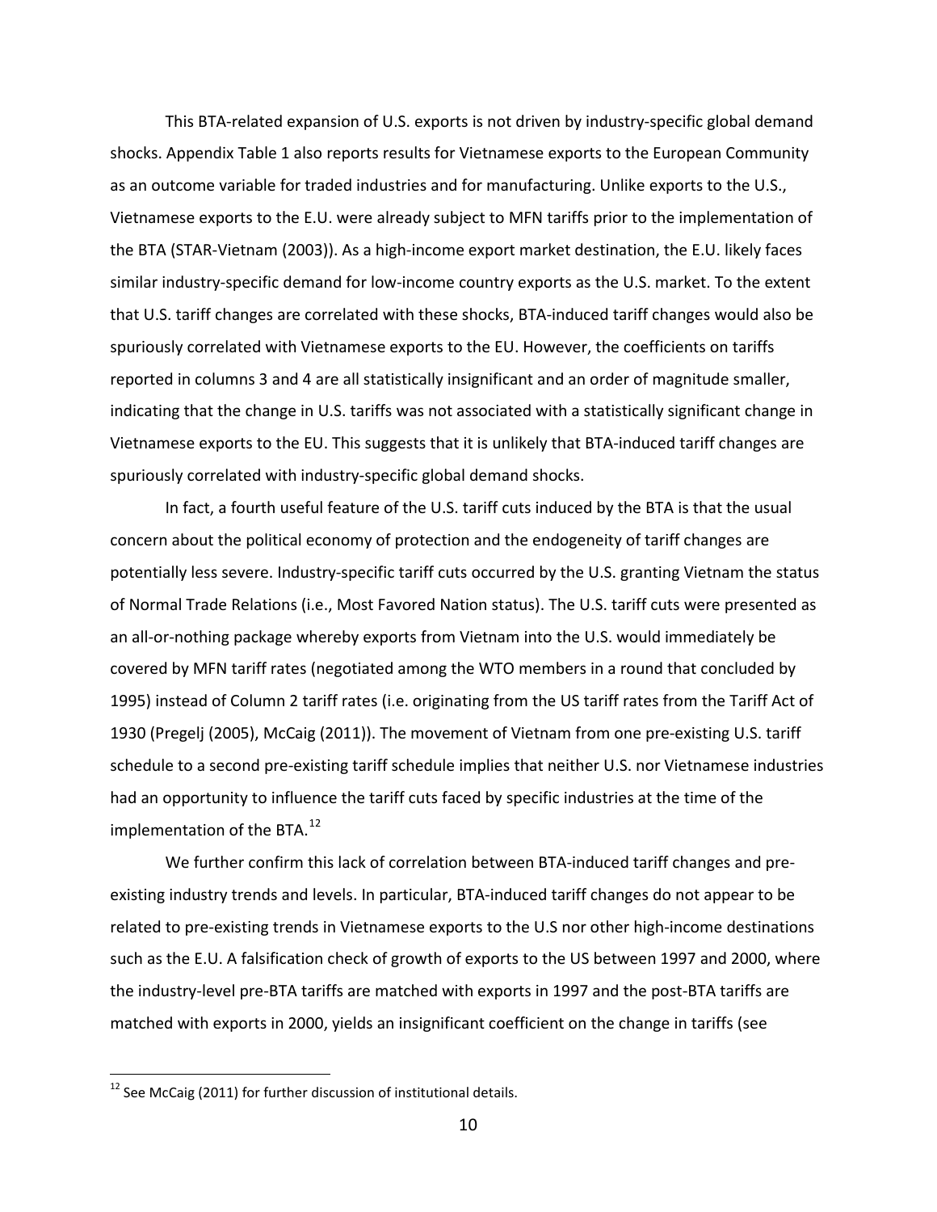This BTA-related expansion of U.S. exports is not driven by industry-specific global demand shocks. Appendix Table 1 also reports results for Vietnamese exports to the European Community as an outcome variable for traded industries and for manufacturing. Unlike exports to the U.S., Vietnamese exports to the E.U. were already subject to MFN tariffs prior to the implementation of the BTA (STAR-Vietnam (2003)). As a high-income export market destination, the E.U. likely faces similar industry-specific demand for low-income country exports as the U.S. market. To the extent that U.S. tariff changes are correlated with these shocks, BTA-induced tariff changes would also be spuriously correlated with Vietnamese exports to the EU. However, the coefficients on tariffs reported in columns 3 and 4 are all statistically insignificant and an order of magnitude smaller, indicating that the change in U.S. tariffs was not associated with a statistically significant change in Vietnamese exports to the EU. This suggests that it is unlikely that BTA-induced tariff changes are spuriously correlated with industry-specific global demand shocks.

In fact, a fourth useful feature of the U.S. tariff cuts induced by the BTA is that the usual concern about the political economy of protection and the endogeneity of tariff changes are potentially less severe. Industry-specific tariff cuts occurred by the U.S. granting Vietnam the status of Normal Trade Relations (i.e., Most Favored Nation status). The U.S. tariff cuts were presented as an all-or-nothing package whereby exports from Vietnam into the U.S. would immediately be covered by MFN tariff rates (negotiated among the WTO members in a round that concluded by 1995) instead of Column 2 tariff rates (i.e. originating from the US tariff rates from the Tariff Act of 1930 (Pregelj (2005), McCaig (2011)). The movement of Vietnam from one pre-existing U.S. tariff schedule to a second pre-existing tariff schedule implies that neither U.S. nor Vietnamese industries had an opportunity to influence the tariff cuts faced by specific industries at the time of the implementation of the BTA.[12]

We further confirm this lack of correlation between BTA-induced tariff changes and pre-existing industry trends and levels. In particular, BTA-induced tariff changes do not appear to be related to pre-existing trends in Vietnamese exports to the U.S nor other high-income destinations such as the E.U. A falsification check of growth of exports to the US between 1997 and 2000, where the industry-level pre-BTA tariffs are matched with exports in 1997 and the post-BTA tariffs are matched with exports in 2000, yields an insignificant coefficient on the change in tariffs (see

[12] See McCaig (2011) for further discussion of institutional details.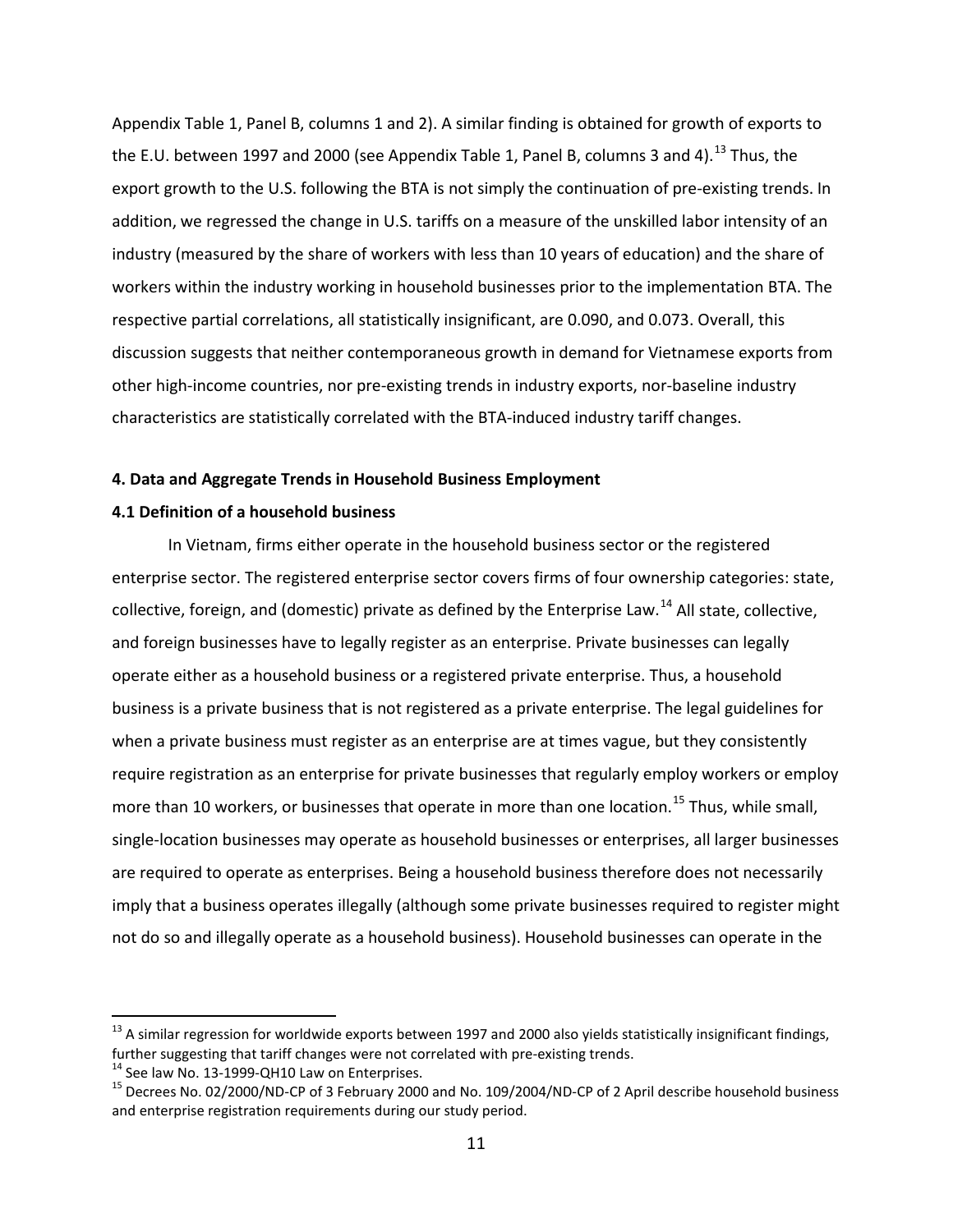Appendix Table 1, Panel B, columns 1 and 2). A similar finding is obtained for growth of exports to the E.U. between 1997 and 2000 (see Appendix Table 1, Panel B, columns 3 and 4).[13] Thus, the export growth to the U.S. following the BTA is not simply the continuation of pre-existing trends. In addition, we regressed the change in U.S. tariffs on a measure of the unskilled labor intensity of an industry (measured by the share of workers with less than 10 years of education) and the share of workers within the industry working in household businesses prior to the implementation BTA. The respective partial correlations, all statistically insignificant, are 0.090, and 0.073. Overall, this discussion suggests that neither contemporaneous growth in demand for Vietnamese exports from other high-income countries, nor pre-existing trends in industry exports, nor-baseline industry characteristics are statistically correlated with the BTA-induced industry tariff changes.

**4. Data and Aggregate Trends in Household Business Employment**

**4.1 Definition of a household business**

In Vietnam, firms either operate in the household business sector or the registered enterprise sector. The registered enterprise sector covers firms of four ownership categories: state, collective, foreign, and (domestic) private as defined by the Enterprise Law.[14] All state, collective, and foreign businesses have to legally register as an enterprise. Private businesses can legally operate either as a household business or a registered private enterprise. Thus, a household business is a private business that is not registered as a private enterprise. The legal guidelines for when a private business must register as an enterprise are at times vague, but they consistently require registration as an enterprise for private businesses that regularly employ workers or employ more than 10 workers, or businesses that operate in more than one location.[15] Thus, while small, single-location businesses may operate as household businesses or enterprises, all larger businesses are required to operate as enterprises. Being a household business therefore does not necessarily imply that a business operates illegally (although some private businesses required to register might not do so and illegally operate as a household business). Household businesses can operate in the

---

[13] A similar regression for worldwide exports between 1997 and 2000 also yields statistically insignificant findings, further suggesting that tariff changes were not correlated with pre-existing trends.

[14] See law No. 13-1999-QH10 Law on Enterprises.

[15] Decrees No. 02/2000/ND-CP of 3 February 2000 and No. 109/2004/ND-CP of 2 April describe household business and enterprise registration requirements during our study period.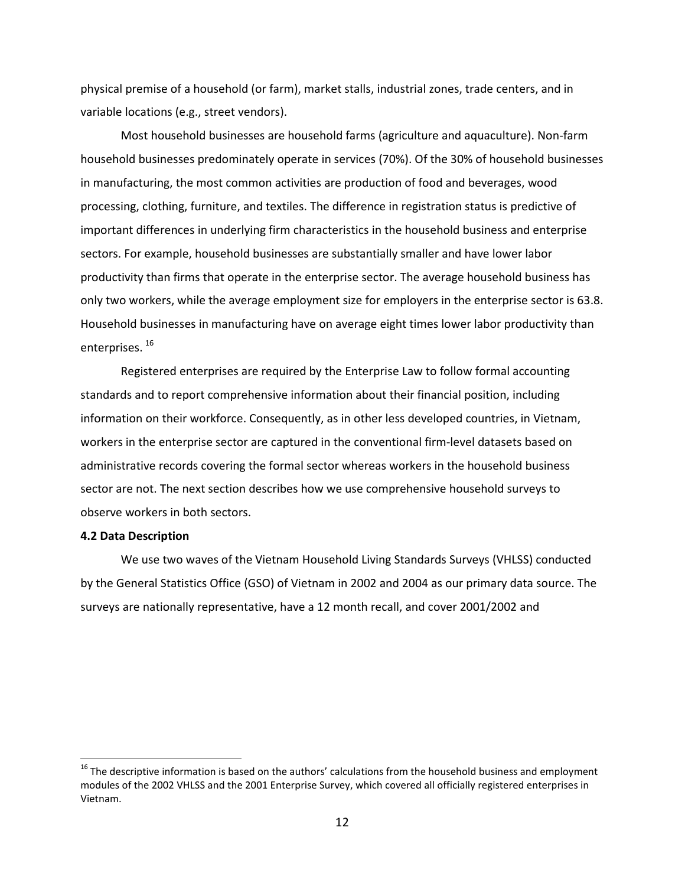physical premise of a household (or farm), market stalls, industrial zones, trade centers, and in variable locations (e.g., street vendors).

Most household businesses are household farms (agriculture and aquaculture). Non-farm household businesses predominately operate in services (70%). Of the 30% of household businesses in manufacturing, the most common activities are production of food and beverages, wood processing, clothing, furniture, and textiles. The difference in registration status is predictive of important differences in underlying firm characteristics in the household business and enterprise sectors. For example, household businesses are substantially smaller and have lower labor productivity than firms that operate in the enterprise sector. The average household business has only two workers, while the average employment size for employers in the enterprise sector is 63.8. Household businesses in manufacturing have on average eight times lower labor productivity than enterprises. [16]

Registered enterprises are required by the Enterprise Law to follow formal accounting standards and to report comprehensive information about their financial position, including information on their workforce. Consequently, as in other less developed countries, in Vietnam, workers in the enterprise sector are captured in the conventional firm-level datasets based on administrative records covering the formal sector whereas workers in the household business sector are not. The next section describes how we use comprehensive household surveys to observe workers in both sectors.

**4.2 Data Description**

We use two waves of the Vietnam Household Living Standards Surveys (VHLSS) conducted by the General Statistics Office (GSO) of Vietnam in 2002 and 2004 as our primary data source. The surveys are nationally representative, have a 12 month recall, and cover 2001/2002 and

---

[16] The descriptive information is based on the authors' calculations from the household business and employment modules of the 2002 VHLSS and the 2001 Enterprise Survey, which covered all officially registered enterprises in Vietnam.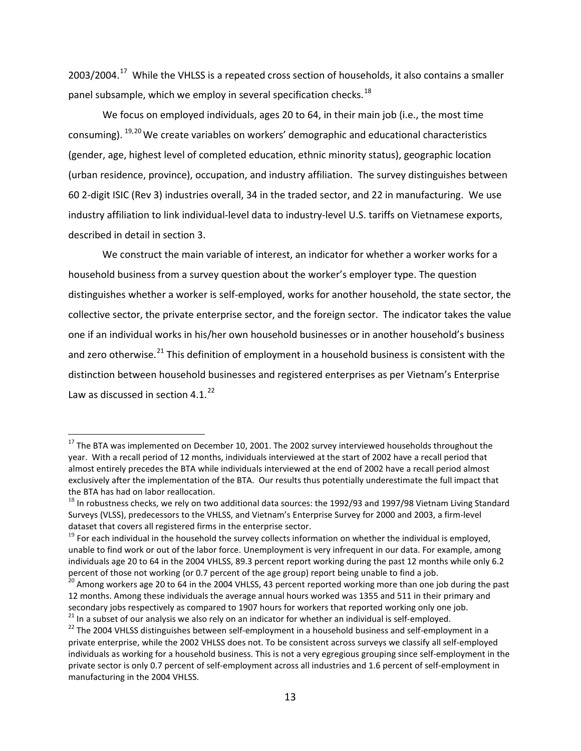2003/2004.[17] While the VHLSS is a repeated cross section of households, it also contains a smaller panel subsample, which we employ in several specification checks.[18]

We focus on employed individuals, ages 20 to 64, in their main job (i.e., the most time consuming). [19,20] We create variables on workers' demographic and educational characteristics (gender, age, highest level of completed education, ethnic minority status), geographic location (urban residence, province), occupation, and industry affiliation. The survey distinguishes between 60 2-digit ISIC (Rev 3) industries overall, 34 in the traded sector, and 22 in manufacturing. We use industry affiliation to link individual-level data to industry-level U.S. tariffs on Vietnamese exports, described in detail in section 3.

We construct the main variable of interest, an indicator for whether a worker works for a household business from a survey question about the worker's employer type. The question distinguishes whether a worker is self-employed, works for another household, the state sector, the collective sector, the private enterprise sector, and the foreign sector. The indicator takes the value one if an individual works in his/her own household businesses or in another household's business and zero otherwise.[21] This definition of employment in a household business is consistent with the distinction between household businesses and registered enterprises as per Vietnam's Enterprise Law as discussed in section 4.1.[22]

---

[17] The BTA was implemented on December 10, 2001. The 2002 survey interviewed households throughout the year. With a recall period of 12 months, individuals interviewed at the start of 2002 have a recall period that almost entirely precedes the BTA while individuals interviewed at the end of 2002 have a recall period almost exclusively after the implementation of the BTA. Our results thus potentially underestimate the full impact that the BTA has had on labor reallocation.

[18] In robustness checks, we rely on two additional data sources: the 1992/93 and 1997/98 Vietnam Living Standard Surveys (VLSS), predecessors to the VHLSS, and Vietnam's Enterprise Survey for 2000 and 2003, a firm-level dataset that covers all registered firms in the enterprise sector.

[19] For each individual in the household the survey collects information on whether the individual is employed, unable to find work or out of the labor force. Unemployment is very infrequent in our data. For example, among individuals age 20 to 64 in the 2004 VHLSS, 89.3 percent report working during the past 12 months while only 6.2 percent of those not working (or 0.7 percent of the age group) report being unable to find a job.

[20] Among workers age 20 to 64 in the 2004 VHLSS, 43 percent reported working more than one job during the past 12 months. Among these individuals the average annual hours worked was 1355 and 511 in their primary and secondary jobs respectively as compared to 1907 hours for workers that reported working only one job.

[21] In a subset of our analysis we also rely on an indicator for whether an individual is self-employed.

[22] The 2004 VHLSS distinguishes between self-employment in a household business and self-employment in a private enterprise, while the 2002 VHLSS does not. To be consistent across surveys we classify all self-employed individuals as working for a household business. This is not a very egregious grouping since self-employment in the private sector is only 0.7 percent of self-employment across all industries and 1.6 percent of self-employment in manufacturing in the 2004 VHLSS.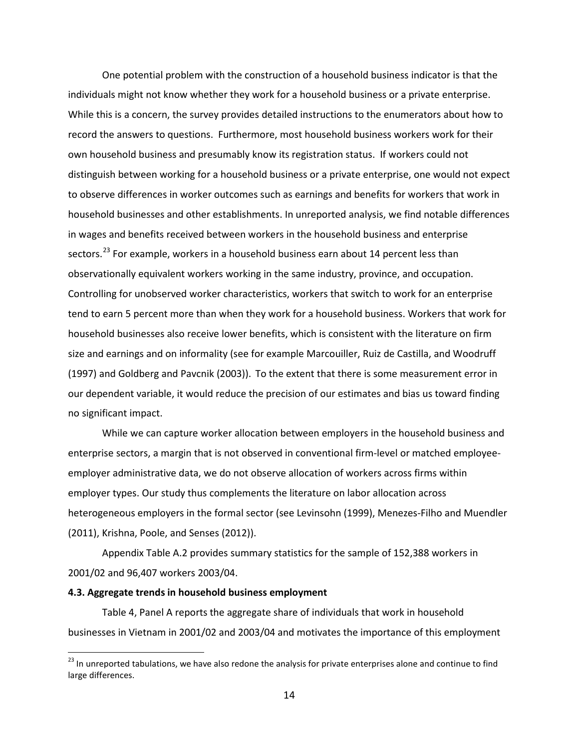One potential problem with the construction of a household business indicator is that the individuals might not know whether they work for a household business or a private enterprise. While this is a concern, the survey provides detailed instructions to the enumerators about how to record the answers to questions. Furthermore, most household business workers work for their own household business and presumably know its registration status. If workers could not distinguish between working for a household business or a private enterprise, one would not expect to observe differences in worker outcomes such as earnings and benefits for workers that work in household businesses and other establishments. In unreported analysis, we find notable differences in wages and benefits received between workers in the household business and enterprise sectors.[23] For example, workers in a household business earn about 14 percent less than observationally equivalent workers working in the same industry, province, and occupation. Controlling for unobserved worker characteristics, workers that switch to work for an enterprise tend to earn 5 percent more than when they work for a household business. Workers that work for household businesses also receive lower benefits, which is consistent with the literature on firm size and earnings and on informality (see for example Marcouiller, Ruiz de Castilla, and Woodruff (1997) and Goldberg and Pavcnik (2003)). To the extent that there is some measurement error in our dependent variable, it would reduce the precision of our estimates and bias us toward finding no significant impact.

While we can capture worker allocation between employers in the household business and enterprise sectors, a margin that is not observed in conventional firm-level or matched employee-employer administrative data, we do not observe allocation of workers across firms within employer types. Our study thus complements the literature on labor allocation across heterogeneous employers in the formal sector (see Levinsohn (1999), Menezes-Filho and Muendler (2011), Krishna, Poole, and Senses (2012)).

Appendix Table A.2 provides summary statistics for the sample of 152,388 workers in 2001/02 and 96,407 workers 2003/04.

**4.3. Aggregate trends in household business employment**

Table 4, Panel A reports the aggregate share of individuals that work in household businesses in Vietnam in 2001/02 and 2003/04 and motivates the importance of this employment

[23] In unreported tabulations, we have also redone the analysis for private enterprises alone and continue to find large differences.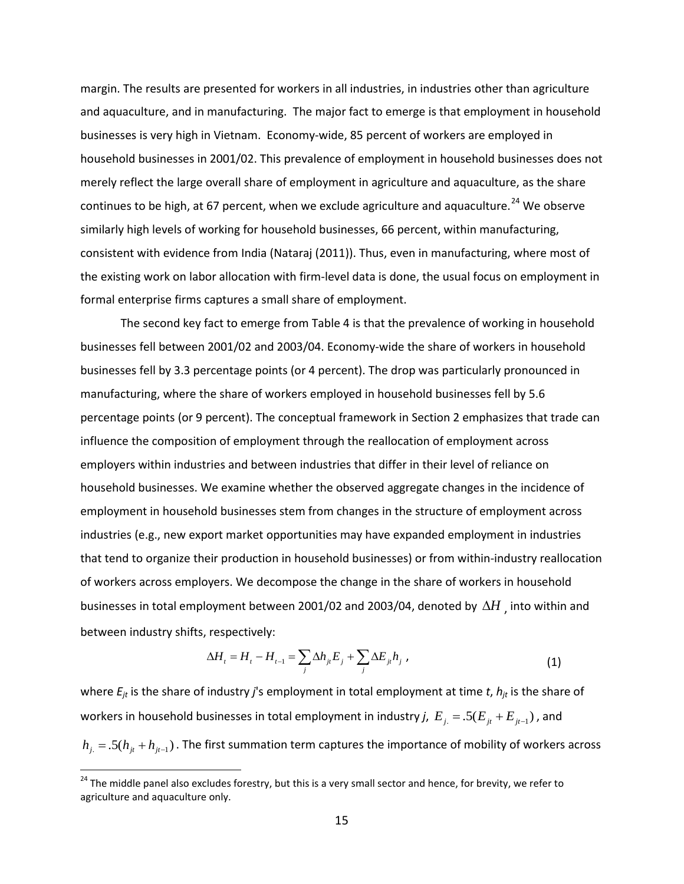margin. The results are presented for workers in all industries, in industries other than agriculture and aquaculture, and in manufacturing. The major fact to emerge is that employment in household businesses is very high in Vietnam. Economy-wide, 85 percent of workers are employed in household businesses in 2001/02. This prevalence of employment in household businesses does not merely reflect the large overall share of employment in agriculture and aquaculture, as the share continues to be high, at 67 percent, when we exclude agriculture and aquaculture.[24] We observe similarly high levels of working for household businesses, 66 percent, within manufacturing, consistent with evidence from India (Nataraj (2011)). Thus, even in manufacturing, where most of the existing work on labor allocation with firm-level data is done, the usual focus on employment in formal enterprise firms captures a small share of employment.

The second key fact to emerge from Table 4 is that the prevalence of working in household businesses fell between 2001/02 and 2003/04. Economy-wide the share of workers in household businesses fell by 3.3 percentage points (or 4 percent). The drop was particularly pronounced in manufacturing, where the share of workers employed in household businesses fell by 5.6 percentage points (or 9 percent). The conceptual framework in Section 2 emphasizes that trade can influence the composition of employment through the reallocation of employment across employers within industries and between industries that differ in their level of reliance on household businesses. We examine whether the observed aggregate changes in the incidence of employment in household businesses stem from changes in the structure of employment across industries (e.g., new export market opportunities may have expanded employment in industries that tend to organize their production in household businesses) or from within-industry reallocation of workers across employers. We decompose the change in the share of workers in household businesses in total employment between 2001/02 and 2003/04, denoted by $\Delta H$, into within and between industry shifts, respectively:

$$\Delta H_t = H_t - H_{t-1} = \sum_j \Delta h_{jt} E_{j} + \sum_j \Delta E_{jt} h_{j} \,, \tag{1}$$

where $E_{jt}$ is the share of industry $j$'s employment in total employment at time $t$, $h_{jt}$ is the share of workers in household businesses in total employment in industry $j$, $E_{j.} = .5(E_{jt} + E_{jt-1})$, and $h_{j.} = .5(h_{jt} + h_{jt-1})$. The first summation term captures the importance of mobility of workers across

[24] The middle panel also excludes forestry, but this is a very small sector and hence, for brevity, we refer to agriculture and aquaculture only.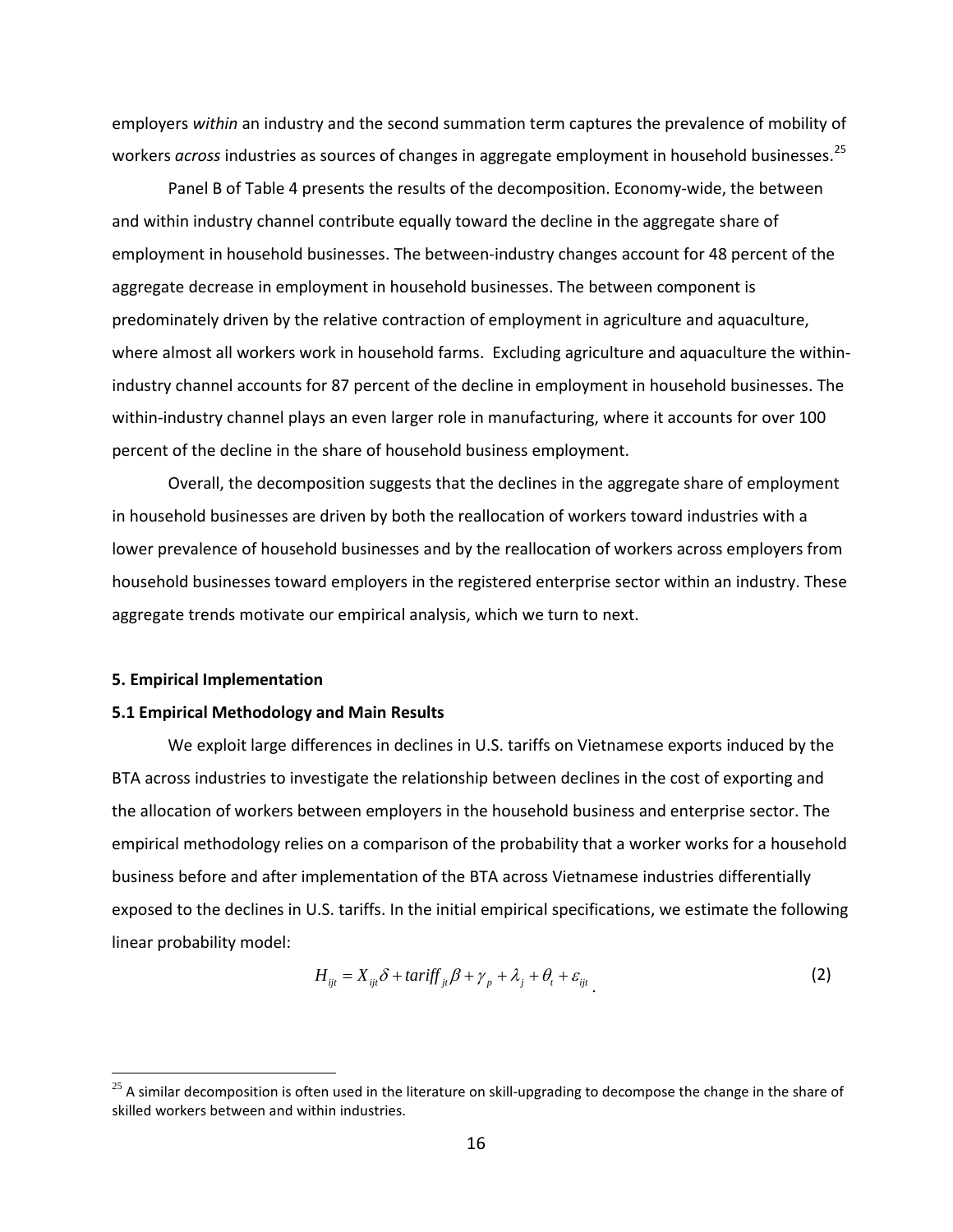employers *within* an industry and the second summation term captures the prevalence of mobility of workers *across* industries as sources of changes in aggregate employment in household businesses.[25]

Panel B of Table 4 presents the results of the decomposition. Economy-wide, the between and within industry channel contribute equally toward the decline in the aggregate share of employment in household businesses. The between-industry changes account for 48 percent of the aggregate decrease in employment in household businesses. The between component is predominately driven by the relative contraction of employment in agriculture and aquaculture, where almost all workers work in household farms. Excluding agriculture and aquaculture the within-industry channel accounts for 87 percent of the decline in employment in household businesses. The within-industry channel plays an even larger role in manufacturing, where it accounts for over 100 percent of the decline in the share of household business employment.

Overall, the decomposition suggests that the declines in the aggregate share of employment in household businesses are driven by both the reallocation of workers toward industries with a lower prevalence of household businesses and by the reallocation of workers across employers from household businesses toward employers in the registered enterprise sector within an industry. These aggregate trends motivate our empirical analysis, which we turn to next.

## 5. Empirical Implementation

### 5.1 Empirical Methodology and Main Results

We exploit large differences in declines in U.S. tariffs on Vietnamese exports induced by the BTA across industries to investigate the relationship between declines in the cost of exporting and the allocation of workers between employers in the household business and enterprise sector. The empirical methodology relies on a comparison of the probability that a worker works for a household business before and after implementation of the BTA across Vietnamese industries differentially exposed to the declines in U.S. tariffs. In the initial empirical specifications, we estimate the following linear probability model:

$$H_{ijt} = X_{ijt}\delta + tariff_{jt}\beta + \gamma_p + \lambda_j + \theta_t + \varepsilon_{ijt} \quad (2)$$

[25] A similar decomposition is often used in the literature on skill-upgrading to decompose the change in the share of skilled workers between and within industries.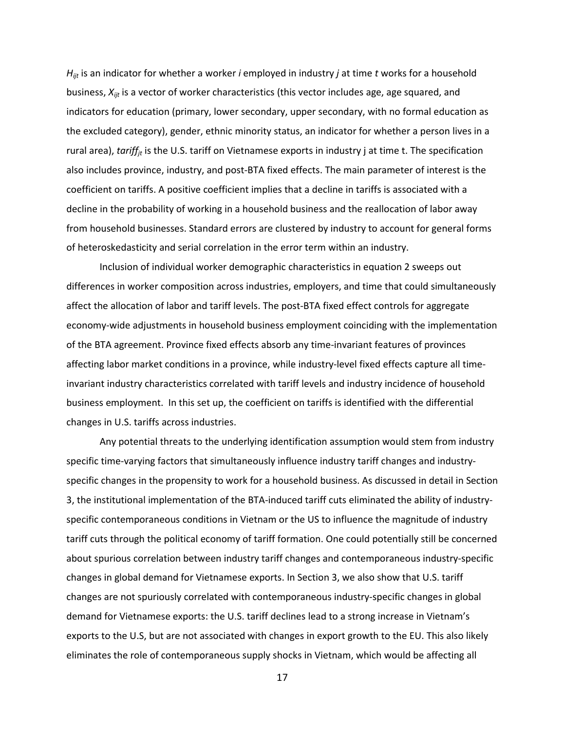$H_{ijt}$ is an indicator for whether a worker $i$ employed in industry $j$ at time $t$ works for a household business, $X_{ijt}$ is a vector of worker characteristics (this vector includes age, age squared, and indicators for education (primary, lower secondary, upper secondary, with no formal education as the excluded category), gender, ethnic minority status, an indicator for whether a person lives in a rural area), $tariff_{jt}$ is the U.S. tariff on Vietnamese exports in industry j at time t. The specification also includes province, industry, and post-BTA fixed effects. The main parameter of interest is the coefficient on tariffs. A positive coefficient implies that a decline in tariffs is associated with a decline in the probability of working in a household business and the reallocation of labor away from household businesses. Standard errors are clustered by industry to account for general forms of heteroskedasticity and serial correlation in the error term within an industry.

Inclusion of individual worker demographic characteristics in equation 2 sweeps out differences in worker composition across industries, employers, and time that could simultaneously affect the allocation of labor and tariff levels. The post-BTA fixed effect controls for aggregate economy-wide adjustments in household business employment coinciding with the implementation of the BTA agreement. Province fixed effects absorb any time-invariant features of provinces affecting labor market conditions in a province, while industry-level fixed effects capture all time-invariant industry characteristics correlated with tariff levels and industry incidence of household business employment. In this set up, the coefficient on tariffs is identified with the differential changes in U.S. tariffs across industries.

Any potential threats to the underlying identification assumption would stem from industry specific time-varying factors that simultaneously influence industry tariff changes and industry-specific changes in the propensity to work for a household business. As discussed in detail in Section 3, the institutional implementation of the BTA-induced tariff cuts eliminated the ability of industry-specific contemporaneous conditions in Vietnam or the US to influence the magnitude of industry tariff cuts through the political economy of tariff formation. One could potentially still be concerned about spurious correlation between industry tariff changes and contemporaneous industry-specific changes in global demand for Vietnamese exports. In Section 3, we also show that U.S. tariff changes are not spuriously correlated with contemporaneous industry-specific changes in global demand for Vietnamese exports: the U.S. tariff declines lead to a strong increase in Vietnam's exports to the U.S, but are not associated with changes in export growth to the EU. This also likely eliminates the role of contemporaneous supply shocks in Vietnam, which would be affecting all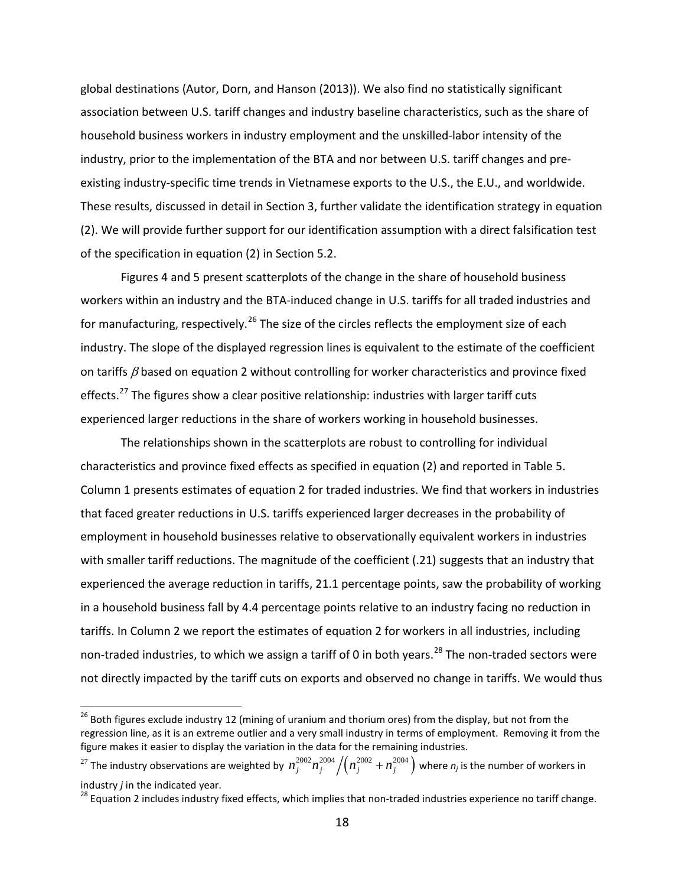global destinations (Autor, Dorn, and Hanson (2013)). We also find no statistically significant association between U.S. tariff changes and industry baseline characteristics, such as the share of household business workers in industry employment and the unskilled-labor intensity of the industry, prior to the implementation of the BTA and nor between U.S. tariff changes and pre-existing industry-specific time trends in Vietnamese exports to the U.S., the E.U., and worldwide. These results, discussed in detail in Section 3, further validate the identification strategy in equation (2). We will provide further support for our identification assumption with a direct falsification test of the specification in equation (2) in Section 5.2.

Figures 4 and 5 present scatterplots of the change in the share of household business workers within an industry and the BTA-induced change in U.S. tariffs for all traded industries and for manufacturing, respectively.[26] The size of the circles reflects the employment size of each industry. The slope of the displayed regression lines is equivalent to the estimate of the coefficient on tariffs $\beta$ based on equation 2 without controlling for worker characteristics and province fixed effects.[27] The figures show a clear positive relationship: industries with larger tariff cuts experienced larger reductions in the share of workers working in household businesses.

The relationships shown in the scatterplots are robust to controlling for individual characteristics and province fixed effects as specified in equation (2) and reported in Table 5. Column 1 presents estimates of equation 2 for traded industries. We find that workers in industries that faced greater reductions in U.S. tariffs experienced larger decreases in the probability of employment in household businesses relative to observationally equivalent workers in industries with smaller tariff reductions. The magnitude of the coefficient (.21) suggests that an industry that experienced the average reduction in tariffs, 21.1 percentage points, saw the probability of working in a household business fall by 4.4 percentage points relative to an industry facing no reduction in tariffs. In Column 2 we report the estimates of equation 2 for workers in all industries, including non-traded industries, to which we assign a tariff of 0 in both years.[28] The non-traded sectors were not directly impacted by the tariff cuts on exports and observed no change in tariffs. We would thus

---

[26] Both figures exclude industry 12 (mining of uranium and thorium ores) from the display, but not from the regression line, as it is an extreme outlier and a very small industry in terms of employment. Removing it from the figure makes it easier to display the variation in the data for the remaining industries.

[27] The industry observations are weighted by $n_j^{2002} n_j^{2004} / \left( n_j^{2002} + n_j^{2004} \right)$ where $n_j$ is the number of workers in industry $j$ in the indicated year.

[28] Equation 2 includes industry fixed effects, which implies that non-traded industries experience no tariff change.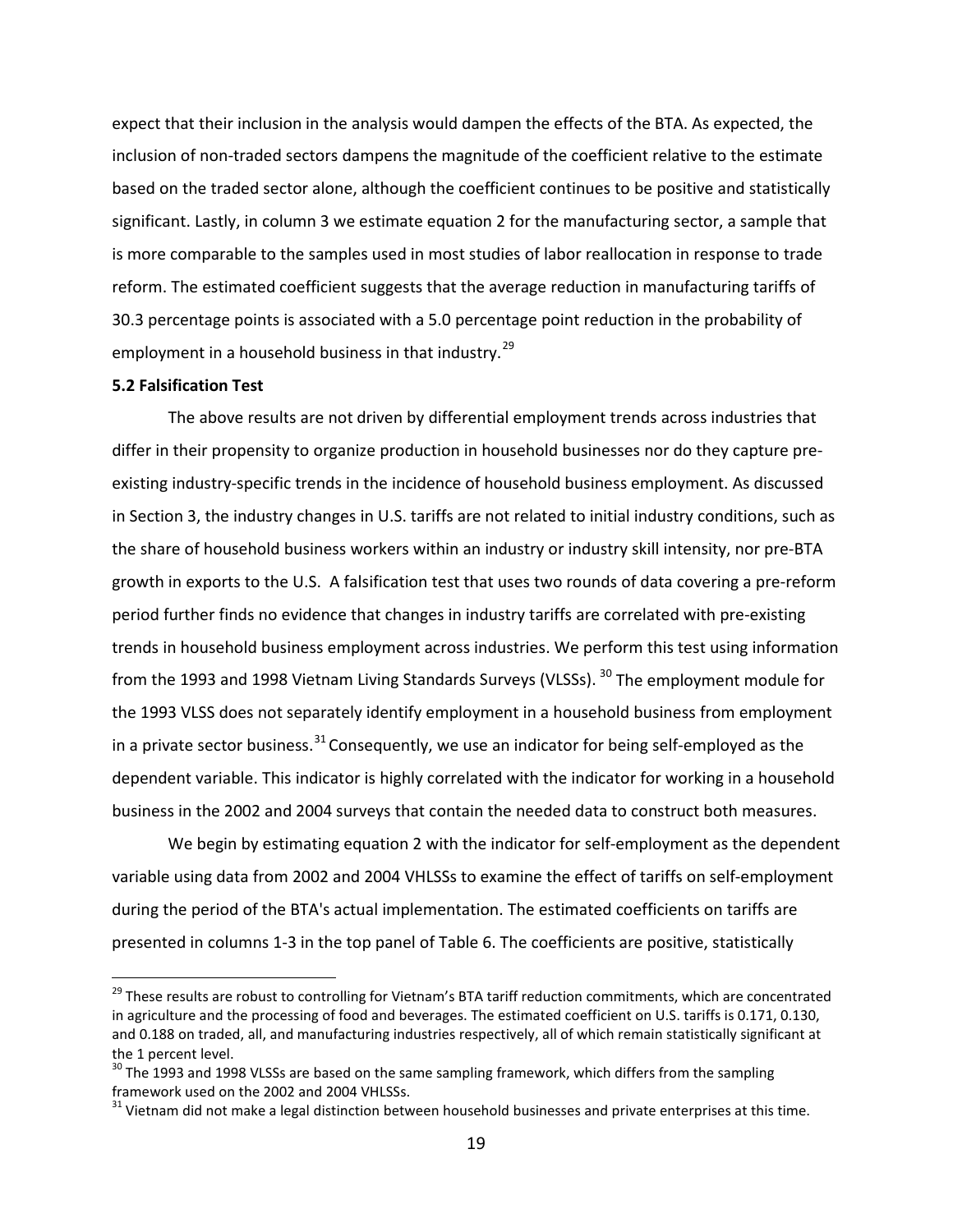expect that their inclusion in the analysis would dampen the effects of the BTA. As expected, the inclusion of non-traded sectors dampens the magnitude of the coefficient relative to the estimate based on the traded sector alone, although the coefficient continues to be positive and statistically significant. Lastly, in column 3 we estimate equation 2 for the manufacturing sector, a sample that is more comparable to the samples used in most studies of labor reallocation in response to trade reform. The estimated coefficient suggests that the average reduction in manufacturing tariffs of 30.3 percentage points is associated with a 5.0 percentage point reduction in the probability of employment in a household business in that industry.[29]

### 5.2 Falsification Test

The above results are not driven by differential employment trends across industries that differ in their propensity to organize production in household businesses nor do they capture pre-existing industry-specific trends in the incidence of household business employment. As discussed in Section 3, the industry changes in U.S. tariffs are not related to initial industry conditions, such as the share of household business workers within an industry or industry skill intensity, nor pre-BTA growth in exports to the U.S. A falsification test that uses two rounds of data covering a pre-reform period further finds no evidence that changes in industry tariffs are correlated with pre-existing trends in household business employment across industries. We perform this test using information from the 1993 and 1998 Vietnam Living Standards Surveys (VLSSs).[30] The employment module for the 1993 VLSS does not separately identify employment in a household business from employment in a private sector business.[31] Consequently, we use an indicator for being self-employed as the dependent variable. This indicator is highly correlated with the indicator for working in a household business in the 2002 and 2004 surveys that contain the needed data to construct both measures.

We begin by estimating equation 2 with the indicator for self-employment as the dependent variable using data from 2002 and 2004 VHLSSs to examine the effect of tariffs on self-employment during the period of the BTA's actual implementation. The estimated coefficients on tariffs are presented in columns 1-3 in the top panel of Table 6. The coefficients are positive, statistically

---

[29] These results are robust to controlling for Vietnam's BTA tariff reduction commitments, which are concentrated in agriculture and the processing of food and beverages. The estimated coefficient on U.S. tariffs is 0.171, 0.130, and 0.188 on traded, all, and manufacturing industries respectively, all of which remain statistically significant at the 1 percent level.

[30] The 1993 and 1998 VLSSs are based on the same sampling framework, which differs from the sampling framework used on the 2002 and 2004 VHLSSs.

[31] Vietnam did not make a legal distinction between household businesses and private enterprises at this time.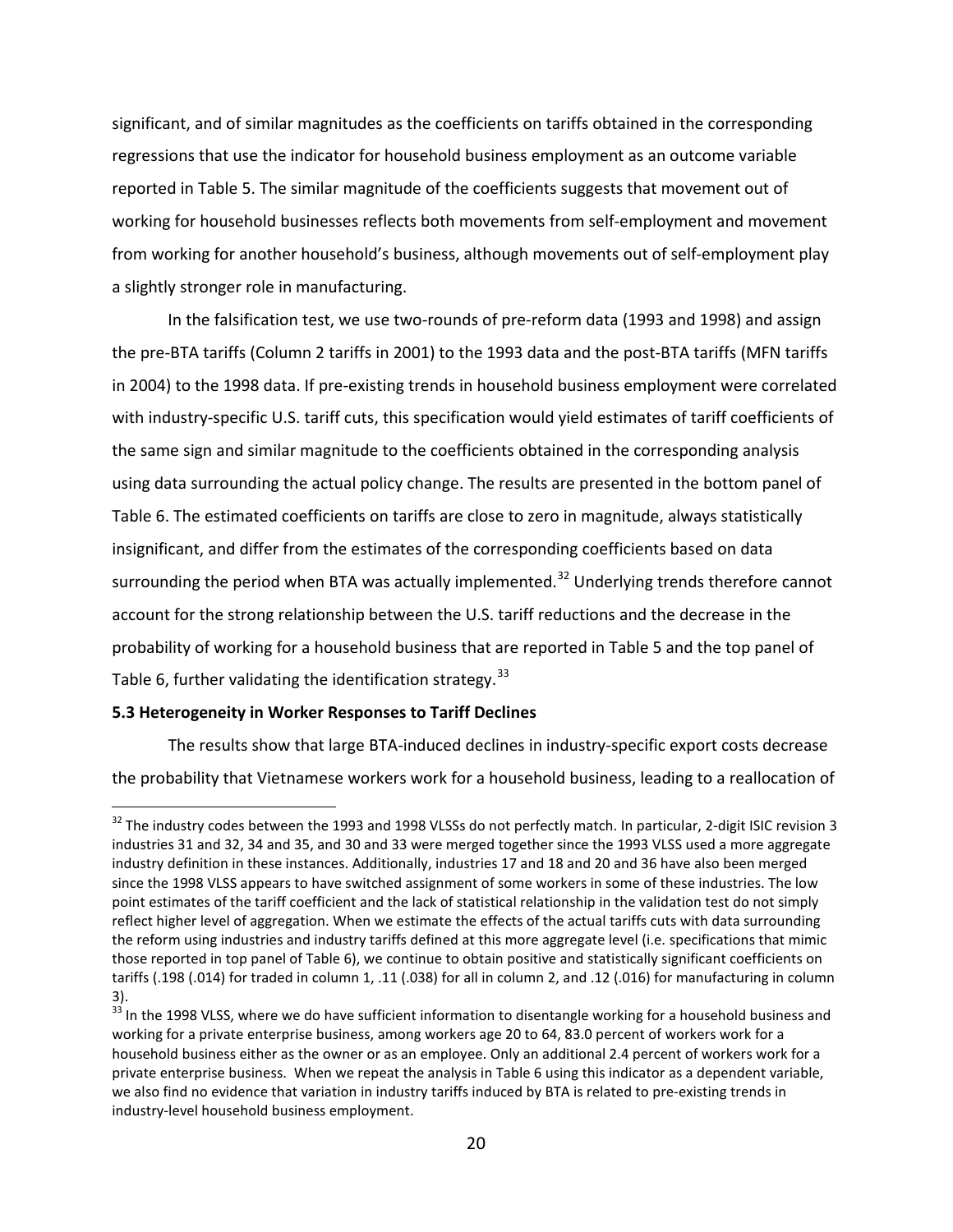significant, and of similar magnitudes as the coefficients on tariffs obtained in the corresponding regressions that use the indicator for household business employment as an outcome variable reported in Table 5. The similar magnitude of the coefficients suggests that movement out of working for household businesses reflects both movements from self-employment and movement from working for another household's business, although movements out of self-employment play a slightly stronger role in manufacturing.

In the falsification test, we use two-rounds of pre-reform data (1993 and 1998) and assign the pre-BTA tariffs (Column 2 tariffs in 2001) to the 1993 data and the post-BTA tariffs (MFN tariffs in 2004) to the 1998 data. If pre-existing trends in household business employment were correlated with industry-specific U.S. tariff cuts, this specification would yield estimates of tariff coefficients of the same sign and similar magnitude to the coefficients obtained in the corresponding analysis using data surrounding the actual policy change. The results are presented in the bottom panel of Table 6. The estimated coefficients on tariffs are close to zero in magnitude, always statistically insignificant, and differ from the estimates of the corresponding coefficients based on data surrounding the period when BTA was actually implemented.[32] Underlying trends therefore cannot account for the strong relationship between the U.S. tariff reductions and the decrease in the probability of working for a household business that are reported in Table 5 and the top panel of Table 6, further validating the identification strategy.[33]

### 5.3 Heterogeneity in Worker Responses to Tariff Declines

The results show that large BTA-induced declines in industry-specific export costs decrease the probability that Vietnamese workers work for a household business, leading to a reallocation of

---

[32] The industry codes between the 1993 and 1998 VLSSs do not perfectly match. In particular, 2-digit ISIC revision 3 industries 31 and 32, 34 and 35, and 30 and 33 were merged together since the 1993 VLSS used a more aggregate industry definition in these instances. Additionally, industries 17 and 18 and 20 and 36 have also been merged since the 1998 VLSS appears to have switched assignment of some workers in some of these industries. The low point estimates of the tariff coefficient and the lack of statistical relationship in the validation test do not simply reflect higher level of aggregation. When we estimate the effects of the actual tariffs cuts with data surrounding the reform using industries and industry tariffs defined at this more aggregate level (i.e. specifications that mimic those reported in top panel of Table 6), we continue to obtain positive and statistically significant coefficients on tariffs (.198 (.014) for traded in column 1, .11 (.038) for all in column 2, and .12 (.016) for manufacturing in column 3).

[33] In the 1998 VLSS, where we do have sufficient information to disentangle working for a household business and working for a private enterprise business, among workers age 20 to 64, 83.0 percent of workers work for a household business either as the owner or as an employee. Only an additional 2.4 percent of workers work for a private enterprise business. When we repeat the analysis in Table 6 using this indicator as a dependent variable, we also find no evidence that variation in industry tariffs induced by BTA is related to pre-existing trends in industry-level household business employment.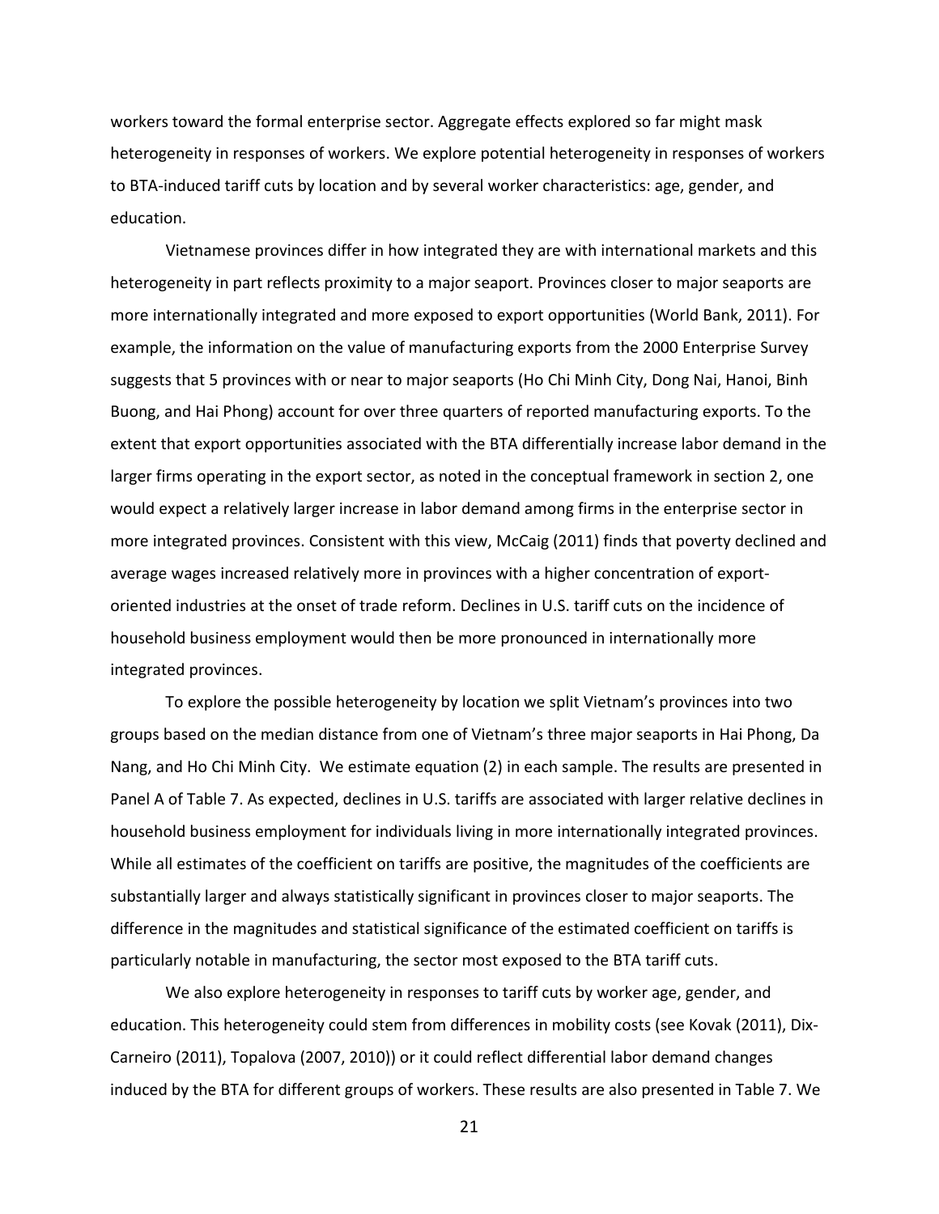workers toward the formal enterprise sector. Aggregate effects explored so far might mask heterogeneity in responses of workers. We explore potential heterogeneity in responses of workers to BTA-induced tariff cuts by location and by several worker characteristics: age, gender, and education.

Vietnamese provinces differ in how integrated they are with international markets and this heterogeneity in part reflects proximity to a major seaport. Provinces closer to major seaports are more internationally integrated and more exposed to export opportunities (World Bank, 2011). For example, the information on the value of manufacturing exports from the 2000 Enterprise Survey suggests that 5 provinces with or near to major seaports (Ho Chi Minh City, Dong Nai, Hanoi, Binh Buong, and Hai Phong) account for over three quarters of reported manufacturing exports. To the extent that export opportunities associated with the BTA differentially increase labor demand in the larger firms operating in the export sector, as noted in the conceptual framework in section 2, one would expect a relatively larger increase in labor demand among firms in the enterprise sector in more integrated provinces. Consistent with this view, McCaig (2011) finds that poverty declined and average wages increased relatively more in provinces with a higher concentration of export-oriented industries at the onset of trade reform. Declines in U.S. tariff cuts on the incidence of household business employment would then be more pronounced in internationally more integrated provinces.

To explore the possible heterogeneity by location we split Vietnam's provinces into two groups based on the median distance from one of Vietnam's three major seaports in Hai Phong, Da Nang, and Ho Chi Minh City. We estimate equation (2) in each sample. The results are presented in Panel A of Table 7. As expected, declines in U.S. tariffs are associated with larger relative declines in household business employment for individuals living in more internationally integrated provinces. While all estimates of the coefficient on tariffs are positive, the magnitudes of the coefficients are substantially larger and always statistically significant in provinces closer to major seaports. The difference in the magnitudes and statistical significance of the estimated coefficient on tariffs is particularly notable in manufacturing, the sector most exposed to the BTA tariff cuts.

We also explore heterogeneity in responses to tariff cuts by worker age, gender, and education. This heterogeneity could stem from differences in mobility costs (see Kovak (2011), Dix-Carneiro (2011), Topalova (2007, 2010)) or it could reflect differential labor demand changes induced by the BTA for different groups of workers. These results are also presented in Table 7. We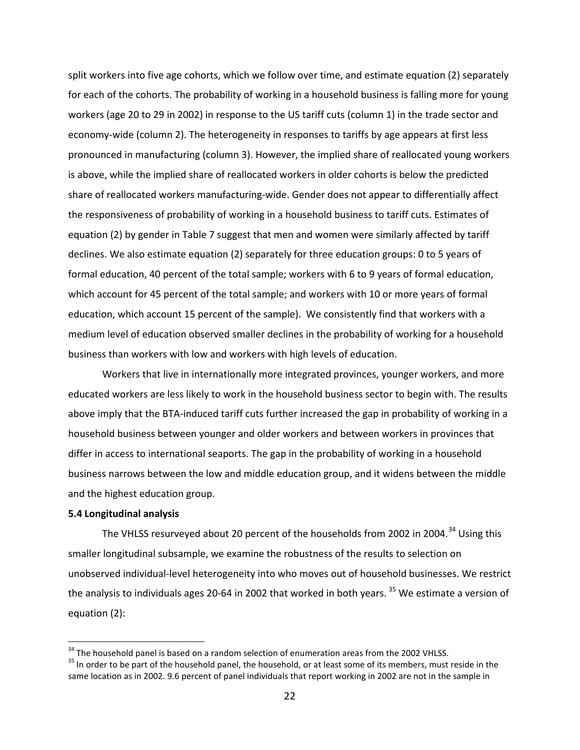split workers into five age cohorts, which we follow over time, and estimate equation (2) separately for each of the cohorts. The probability of working in a household business is falling more for young workers (age 20 to 29 in 2002) in response to the US tariff cuts (column 1) in the trade sector and economy-wide (column 2). The heterogeneity in responses to tariffs by age appears at first less pronounced in manufacturing (column 3). However, the implied share of reallocated young workers is above, while the implied share of reallocated workers in older cohorts is below the predicted share of reallocated workers manufacturing-wide. Gender does not appear to differentially affect the responsiveness of probability of working in a household business to tariff cuts. Estimates of equation (2) by gender in Table 7 suggest that men and women were similarly affected by tariff declines. We also estimate equation (2) separately for three education groups: 0 to 5 years of formal education, 40 percent of the total sample; workers with 6 to 9 years of formal education, which account for 45 percent of the total sample; and workers with 10 or more years of formal education, which account 15 percent of the sample). We consistently find that workers with a medium level of education observed smaller declines in the probability of working for a household business than workers with low and workers with high levels of education.

Workers that live in internationally more integrated provinces, younger workers, and more educated workers are less likely to work in the household business sector to begin with. The results above imply that the BTA-induced tariff cuts further increased the gap in probability of working in a household business between younger and older workers and between workers in provinces that differ in access to international seaports. The gap in the probability of working in a household business narrows between the low and middle education group, and it widens between the middle and the highest education group.

**5.4 Longitudinal analysis**

The VHLSS resurveyed about 20 percent of the households from 2002 in 2004.[34] Using this smaller longitudinal subsample, we examine the robustness of the results to selection on unobserved individual-level heterogeneity into who moves out of household businesses. We restrict the analysis to individuals ages 20-64 in 2002 that worked in both years. [35] We estimate a version of equation (2):

[34] The household panel is based on a random selection of enumeration areas from the 2002 VHLSS.

[35] In order to be part of the household panel, the household, or at least some of its members, must reside in the same location as in 2002. 9.6 percent of panel individuals that report working in 2002 are not in the sample in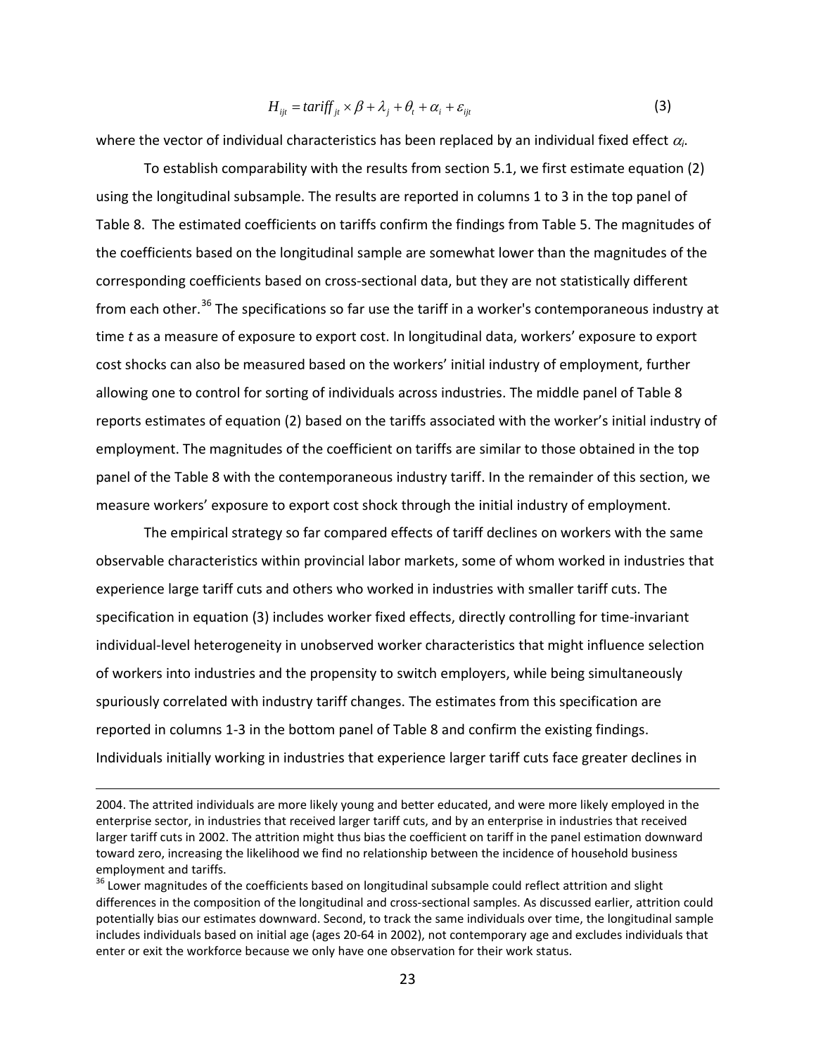$$H_{ijt} = tariff_{jt} \times \beta + \lambda_j + \theta_t + \alpha_i + \varepsilon_{ijt} \tag{3}$$

where the vector of individual characteristics has been replaced by an individual fixed effect $\alpha_i$.

To establish comparability with the results from section 5.1, we first estimate equation (2) using the longitudinal subsample. The results are reported in columns 1 to 3 in the top panel of Table 8. The estimated coefficients on tariffs confirm the findings from Table 5. The magnitudes of the coefficients based on the longitudinal sample are somewhat lower than the magnitudes of the corresponding coefficients based on cross-sectional data, but they are not statistically different from each other.[36] The specifications so far use the tariff in a worker's contemporaneous industry at time *t* as a measure of exposure to export cost. In longitudinal data, workers' exposure to export cost shocks can also be measured based on the workers' initial industry of employment, further allowing one to control for sorting of individuals across industries. The middle panel of Table 8 reports estimates of equation (2) based on the tariffs associated with the worker's initial industry of employment. The magnitudes of the coefficient on tariffs are similar to those obtained in the top panel of the Table 8 with the contemporaneous industry tariff. In the remainder of this section, we measure workers' exposure to export cost shock through the initial industry of employment.

The empirical strategy so far compared effects of tariff declines on workers with the same observable characteristics within provincial labor markets, some of whom worked in industries that experience large tariff cuts and others who worked in industries with smaller tariff cuts. The specification in equation (3) includes worker fixed effects, directly controlling for time-invariant individual-level heterogeneity in unobserved worker characteristics that might influence selection of workers into industries and the propensity to switch employers, while being simultaneously spuriously correlated with industry tariff changes. The estimates from this specification are reported in columns 1-3 in the bottom panel of Table 8 and confirm the existing findings. Individuals initially working in industries that experience larger tariff cuts face greater declines in

---

2004. The attrited individuals are more likely young and better educated, and were more likely employed in the enterprise sector, in industries that received larger tariff cuts, and by an enterprise in industries that received larger tariff cuts in 2002. The attrition might thus bias the coefficient on tariff in the panel estimation downward toward zero, increasing the likelihood we find no relationship between the incidence of household business employment and tariffs.

[36] Lower magnitudes of the coefficients based on longitudinal subsample could reflect attrition and slight differences in the composition of the longitudinal and cross-sectional samples. As discussed earlier, attrition could potentially bias our estimates downward. Second, to track the same individuals over time, the longitudinal sample includes individuals based on initial age (ages 20-64 in 2002), not contemporary age and excludes individuals that enter or exit the workforce because we only have one observation for their work status.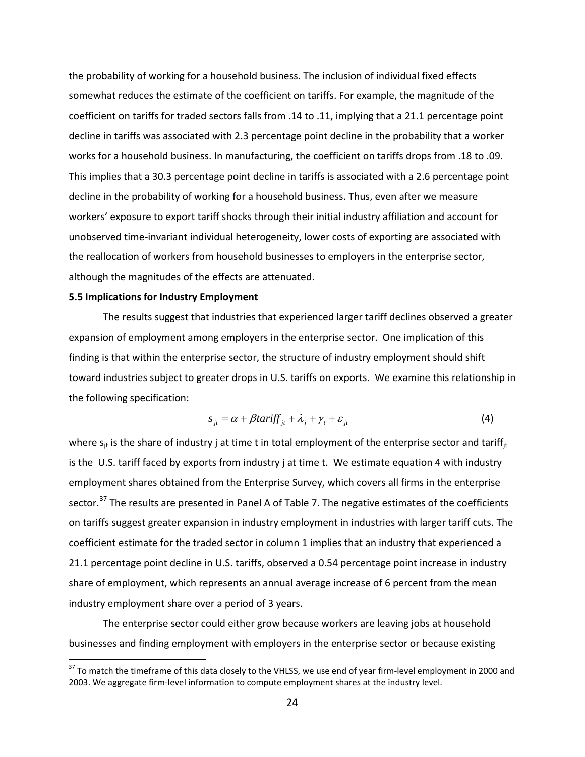the probability of working for a household business. The inclusion of individual fixed effects somewhat reduces the estimate of the coefficient on tariffs. For example, the magnitude of the coefficient on tariffs for traded sectors falls from .14 to .11, implying that a 21.1 percentage point decline in tariffs was associated with 2.3 percentage point decline in the probability that a worker works for a household business. In manufacturing, the coefficient on tariffs drops from .18 to .09. This implies that a 30.3 percentage point decline in tariffs is associated with a 2.6 percentage point decline in the probability of working for a household business. Thus, even after we measure workers' exposure to export tariff shocks through their initial industry affiliation and account for unobserved time-invariant individual heterogeneity, lower costs of exporting are associated with the reallocation of workers from household businesses to employers in the enterprise sector, although the magnitudes of the effects are attenuated.

**5.5 Implications for Industry Employment**

The results suggest that industries that experienced larger tariff declines observed a greater expansion of employment among employers in the enterprise sector. One implication of this finding is that within the enterprise sector, the structure of industry employment should shift toward industries subject to greater drops in U.S. tariffs on exports. We examine this relationship in the following specification:

$$s_{jt} = \alpha + \beta tariff_{jt} + \lambda_j + \gamma_t + \varepsilon_{jt} \tag{4}$$

where $s_{jt}$ is the share of industry j at time t in total employment of the enterprise sector and $tariff_{jt}$ is the U.S. tariff faced by exports from industry j at time t. We estimate equation 4 with industry employment shares obtained from the Enterprise Survey, which covers all firms in the enterprise sector.[37] The results are presented in Panel A of Table 7. The negative estimates of the coefficients on tariffs suggest greater expansion in industry employment in industries with larger tariff cuts. The coefficient estimate for the traded sector in column 1 implies that an industry that experienced a 21.1 percentage point decline in U.S. tariffs, observed a 0.54 percentage point increase in industry share of employment, which represents an annual average increase of 6 percent from the mean industry employment share over a period of 3 years.

The enterprise sector could either grow because workers are leaving jobs at household businesses and finding employment with employers in the enterprise sector or because existing

[37] To match the timeframe of this data closely to the VHLSS, we use end of year firm-level employment in 2000 and 2003. We aggregate firm-level information to compute employment shares at the industry level.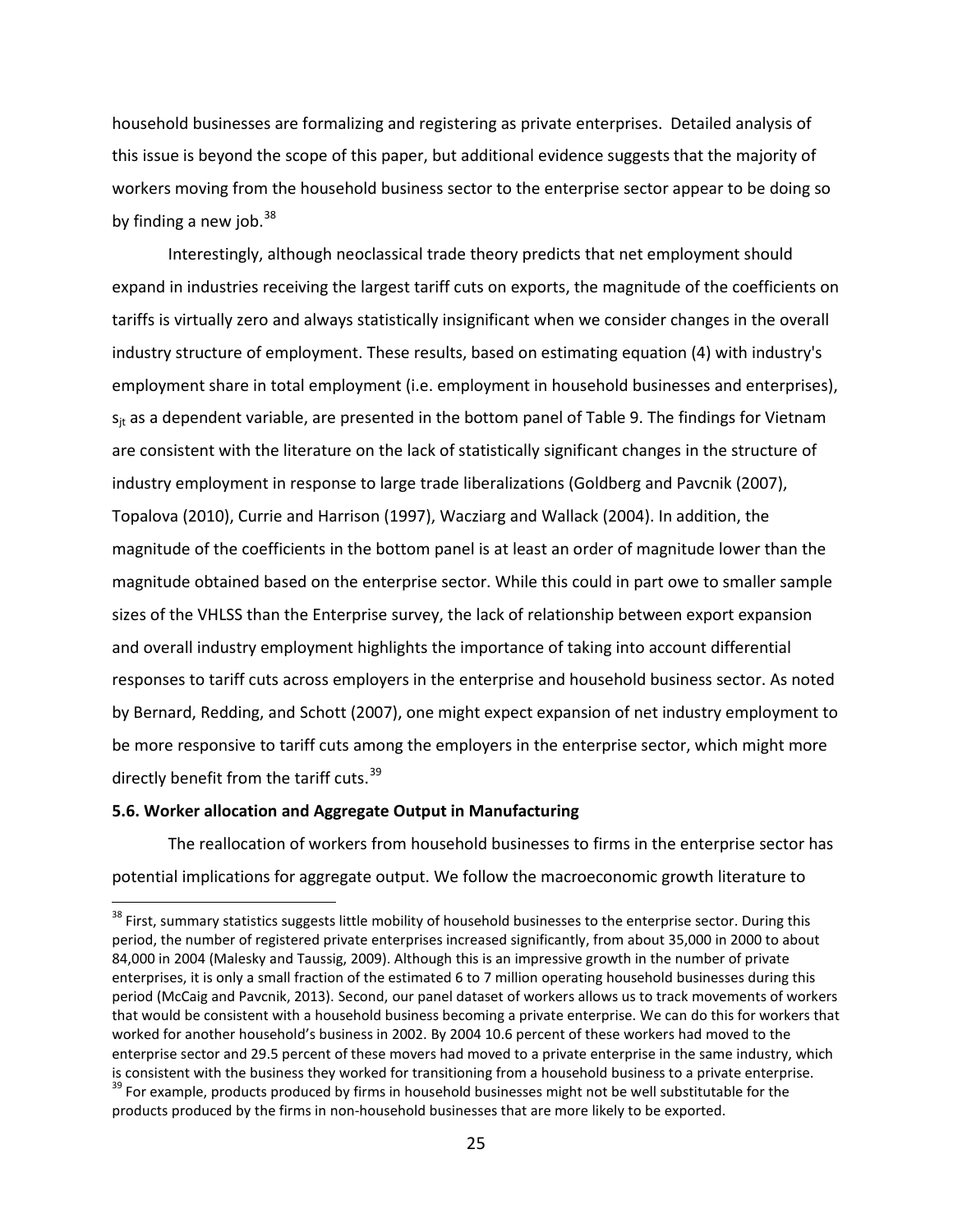household businesses are formalizing and registering as private enterprises. Detailed analysis of this issue is beyond the scope of this paper, but additional evidence suggests that the majority of workers moving from the household business sector to the enterprise sector appear to be doing so by finding a new job.[38]

Interestingly, although neoclassical trade theory predicts that net employment should expand in industries receiving the largest tariff cuts on exports, the magnitude of the coefficients on tariffs is virtually zero and always statistically insignificant when we consider changes in the overall industry structure of employment. These results, based on estimating equation (4) with industry's employment share in total employment (i.e. employment in household businesses and enterprises), $s_{jt}$ as a dependent variable, are presented in the bottom panel of Table 9. The findings for Vietnam are consistent with the literature on the lack of statistically significant changes in the structure of industry employment in response to large trade liberalizations (Goldberg and Pavcnik (2007), Topalova (2010), Currie and Harrison (1997), Wacziarg and Wallack (2004). In addition, the magnitude of the coefficients in the bottom panel is at least an order of magnitude lower than the magnitude obtained based on the enterprise sector. While this could in part owe to smaller sample sizes of the VHLSS than the Enterprise survey, the lack of relationship between export expansion and overall industry employment highlights the importance of taking into account differential responses to tariff cuts across employers in the enterprise and household business sector. As noted by Bernard, Redding, and Schott (2007), one might expect expansion of net industry employment to be more responsive to tariff cuts among the employers in the enterprise sector, which might more directly benefit from the tariff cuts.[39]

**5.6. Worker allocation and Aggregate Output in Manufacturing**

The reallocation of workers from household businesses to firms in the enterprise sector has potential implications for aggregate output. We follow the macroeconomic growth literature to

[38] First, summary statistics suggests little mobility of household businesses to the enterprise sector. During this period, the number of registered private enterprises increased significantly, from about 35,000 in 2000 to about 84,000 in 2004 (Malesky and Taussig, 2009). Although this is an impressive growth in the number of private enterprises, it is only a small fraction of the estimated 6 to 7 million operating household businesses during this period (McCaig and Pavcnik, 2013). Second, our panel dataset of workers allows us to track movements of workers that would be consistent with a household business becoming a private enterprise. We can do this for workers that worked for another household's business in 2002. By 2004 10.6 percent of these workers had moved to the enterprise sector and 29.5 percent of these movers had moved to a private enterprise in the same industry, which is consistent with the business they worked for transitioning from a household business to a private enterprise.

[39] For example, products produced by firms in household businesses might not be well substitutable for the products produced by the firms in non-household businesses that are more likely to be exported.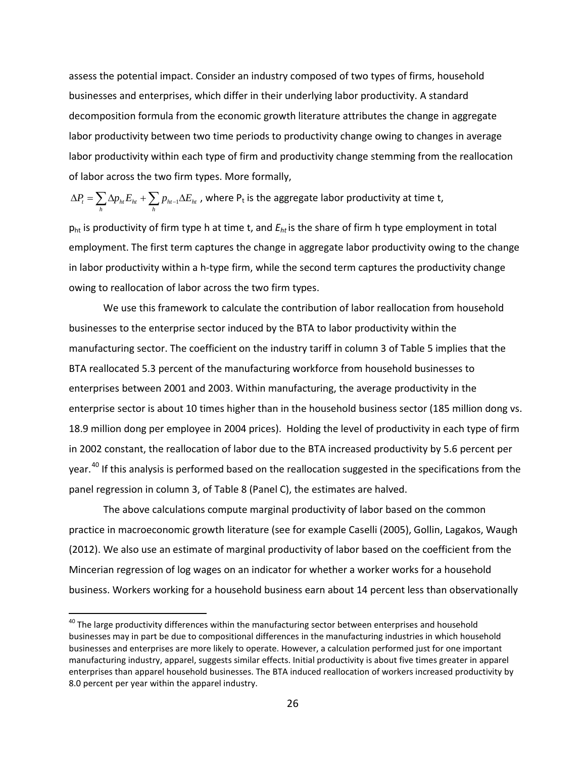assess the potential impact. Consider an industry composed of two types of firms, household businesses and enterprises, which differ in their underlying labor productivity. A standard decomposition formula from the economic growth literature attributes the change in aggregate labor productivity between two time periods to productivity change owing to changes in average labor productivity within each type of firm and productivity change stemming from the reallocation of labor across the two firm types. More formally,

$\Delta P_t = \sum_h \Delta p_{ht} E_{ht} + \sum_h p_{ht-1} \Delta E_{ht}$ , where $P_t$ is the aggregate labor productivity at time t, $p_{ht}$ is productivity of firm type h at time t, and $E_{ht}$ is the share of firm h type employment in total employment. The first term captures the change in aggregate labor productivity owing to the change in labor productivity within a h-type firm, while the second term captures the productivity change owing to reallocation of labor across the two firm types.

We use this framework to calculate the contribution of labor reallocation from household businesses to the enterprise sector induced by the BTA to labor productivity within the manufacturing sector. The coefficient on the industry tariff in column 3 of Table 5 implies that the BTA reallocated 5.3 percent of the manufacturing workforce from household businesses to enterprises between 2001 and 2003. Within manufacturing, the average productivity in the enterprise sector is about 10 times higher than in the household business sector (185 million dong vs. 18.9 million dong per employee in 2004 prices). Holding the level of productivity in each type of firm in 2002 constant, the reallocation of labor due to the BTA increased productivity by 5.6 percent per year.[40] If this analysis is performed based on the reallocation suggested in the specifications from the panel regression in column 3, of Table 8 (Panel C), the estimates are halved.

The above calculations compute marginal productivity of labor based on the common practice in macroeconomic growth literature (see for example Caselli (2005), Gollin, Lagakos, Waugh (2012). We also use an estimate of marginal productivity of labor based on the coefficient from the Mincerian regression of log wages on an indicator for whether a worker works for a household business. Workers working for a household business earn about 14 percent less than observationally

[40] The large productivity differences within the manufacturing sector between enterprises and household businesses may in part be due to compositional differences in the manufacturing industries in which household businesses and enterprises are more likely to operate. However, a calculation performed just for one important manufacturing industry, apparel, suggests similar effects. Initial productivity is about five times greater in apparel enterprises than apparel household businesses. The BTA induced reallocation of workers increased productivity by 8.0 percent per year within the apparel industry.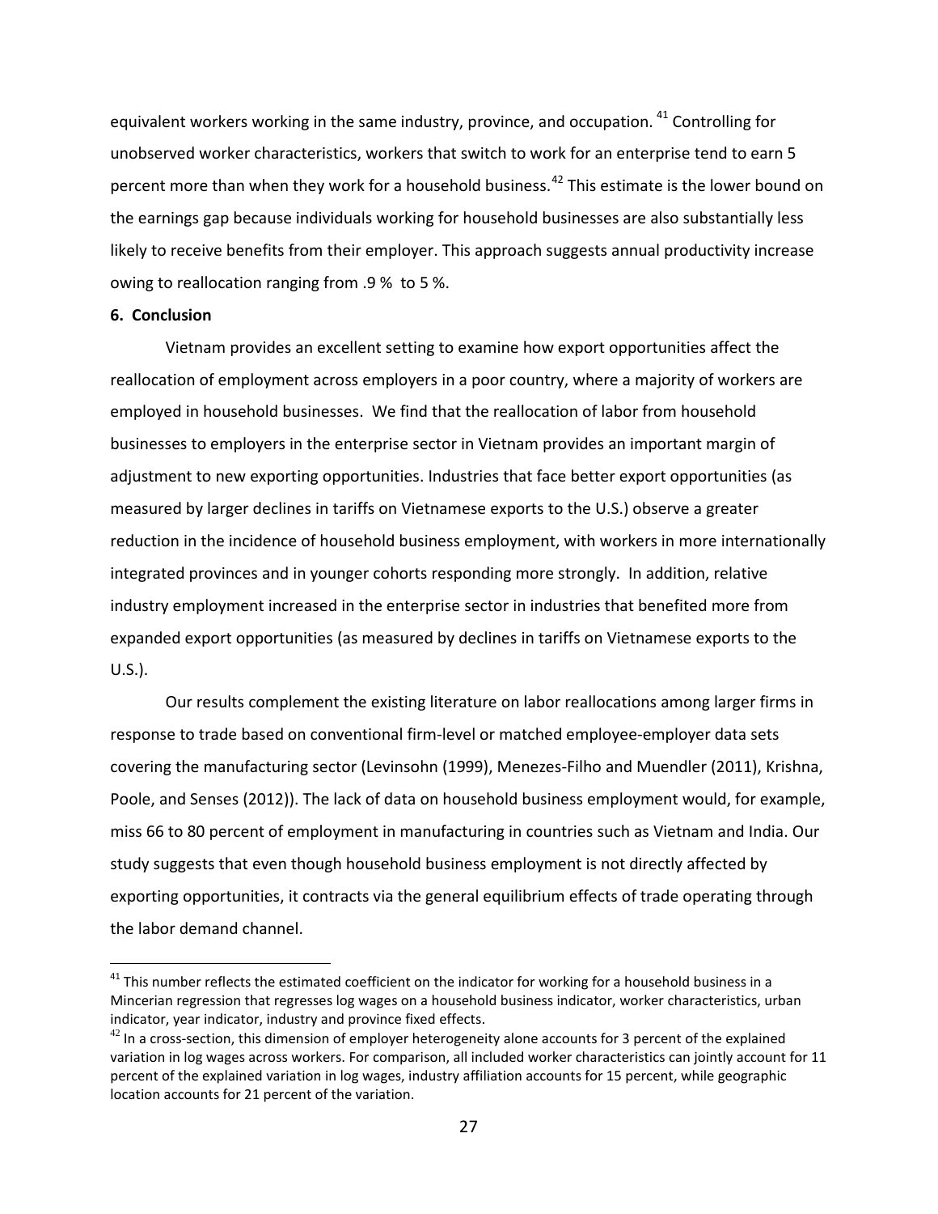equivalent workers working in the same industry, province, and occupation.[41] Controlling for unobserved worker characteristics, workers that switch to work for an enterprise tend to earn 5 percent more than when they work for a household business.[42] This estimate is the lower bound on the earnings gap because individuals working for household businesses are also substantially less likely to receive benefits from their employer. This approach suggests annual productivity increase owing to reallocation ranging from .9 % to 5 %.

## 6. Conclusion

Vietnam provides an excellent setting to examine how export opportunities affect the reallocation of employment across employers in a poor country, where a majority of workers are employed in household businesses. We find that the reallocation of labor from household businesses to employers in the enterprise sector in Vietnam provides an important margin of adjustment to new exporting opportunities. Industries that face better export opportunities (as measured by larger declines in tariffs on Vietnamese exports to the U.S.) observe a greater reduction in the incidence of household business employment, with workers in more internationally integrated provinces and in younger cohorts responding more strongly. In addition, relative industry employment increased in the enterprise sector in industries that benefited more from expanded export opportunities (as measured by declines in tariffs on Vietnamese exports to the U.S.).

Our results complement the existing literature on labor reallocations among larger firms in response to trade based on conventional firm-level or matched employee-employer data sets covering the manufacturing sector (Levinsohn (1999), Menezes-Filho and Muendler (2011), Krishna, Poole, and Senses (2012)). The lack of data on household business employment would, for example, miss 66 to 80 percent of employment in manufacturing in countries such as Vietnam and India. Our study suggests that even though household business employment is not directly affected by exporting opportunities, it contracts via the general equilibrium effects of trade operating through the labor demand channel.

---

[41] This number reflects the estimated coefficient on the indicator for working for a household business in a Mincerian regression that regresses log wages on a household business indicator, worker characteristics, urban indicator, year indicator, industry and province fixed effects.

[42] In a cross-section, this dimension of employer heterogeneity alone accounts for 3 percent of the explained variation in log wages across workers. For comparison, all included worker characteristics can jointly account for 11 percent of the explained variation in log wages, industry affiliation accounts for 15 percent, while geographic location accounts for 21 percent of the variation.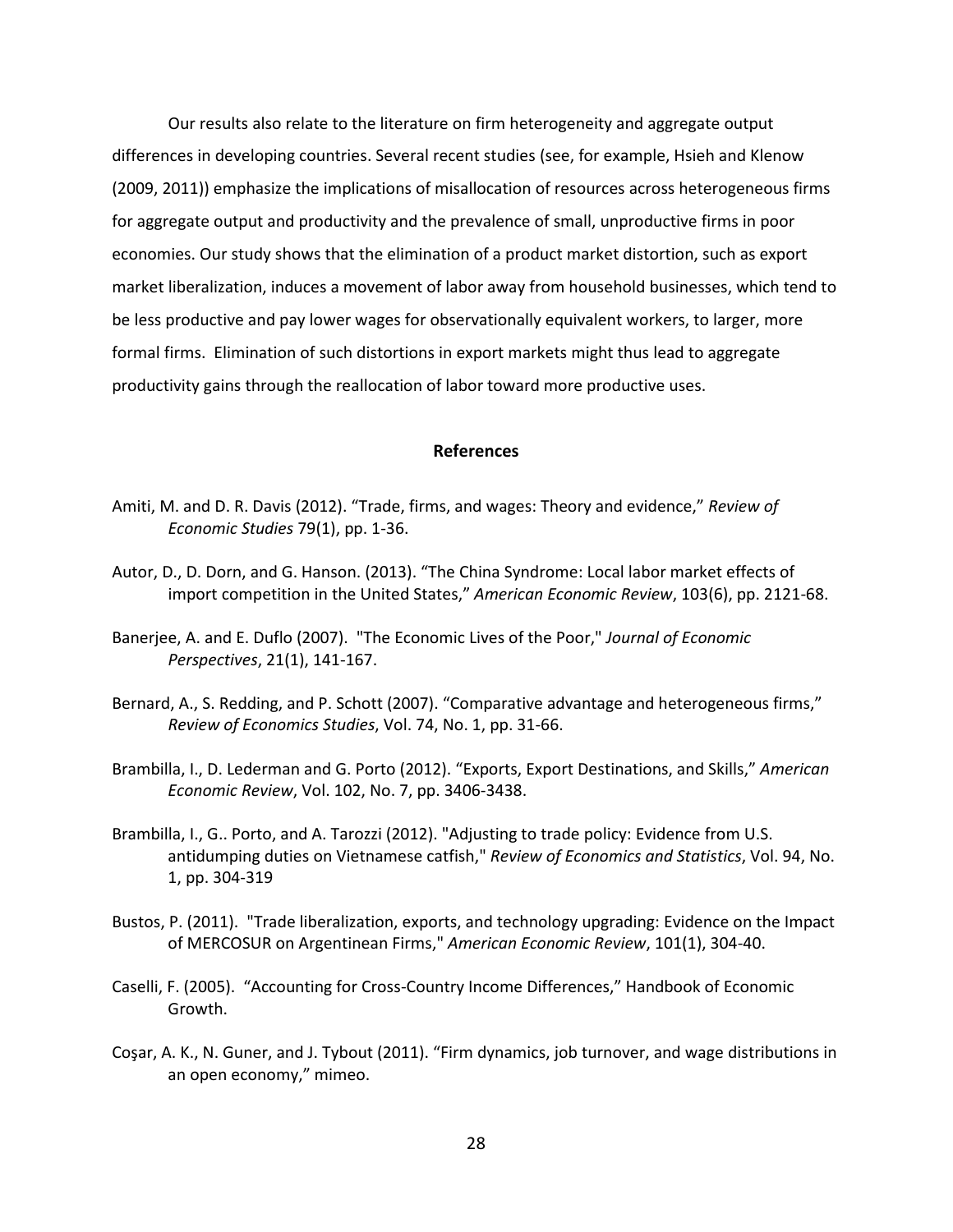Our results also relate to the literature on firm heterogeneity and aggregate output differences in developing countries. Several recent studies (see, for example, Hsieh and Klenow (2009, 2011)) emphasize the implications of misallocation of resources across heterogeneous firms for aggregate output and productivity and the prevalence of small, unproductive firms in poor economies. Our study shows that the elimination of a product market distortion, such as export market liberalization, induces a movement of labor away from household businesses, which tend to be less productive and pay lower wages for observationally equivalent workers, to larger, more formal firms. Elimination of such distortions in export markets might thus lead to aggregate productivity gains through the reallocation of labor toward more productive uses.

## References

Amiti, M. and D. R. Davis (2012). "Trade, firms, and wages: Theory and evidence," *Review of Economic Studies* 79(1), pp. 1-36.

Autor, D., D. Dorn, and G. Hanson. (2013). "The China Syndrome: Local labor market effects of import competition in the United States," *American Economic Review*, 103(6), pp. 2121-68.

Banerjee, A. and E. Duflo (2007). "The Economic Lives of the Poor," *Journal of Economic Perspectives*, 21(1), 141-167.

Bernard, A., S. Redding, and P. Schott (2007). "Comparative advantage and heterogeneous firms," *Review of Economics Studies*, Vol. 74, No. 1, pp. 31-66.

Brambilla, I., D. Lederman and G. Porto (2012). "Exports, Export Destinations, and Skills," *American Economic Review*, Vol. 102, No. 7, pp. 3406-3438.

Brambilla, I., G.. Porto, and A. Tarozzi (2012). "Adjusting to trade policy: Evidence from U.S. antidumping duties on Vietnamese catfish," *Review of Economics and Statistics*, Vol. 94, No. 1, pp. 304-319

Bustos, P. (2011). "Trade liberalization, exports, and technology upgrading: Evidence on the Impact of MERCOSUR on Argentinean Firms," *American Economic Review*, 101(1), 304-40.

Caselli, F. (2005). "Accounting for Cross-Country Income Differences," Handbook of Economic Growth.

Coşar, A. K., N. Guner, and J. Tybout (2011). "Firm dynamics, job turnover, and wage distributions in an open economy," mimeo.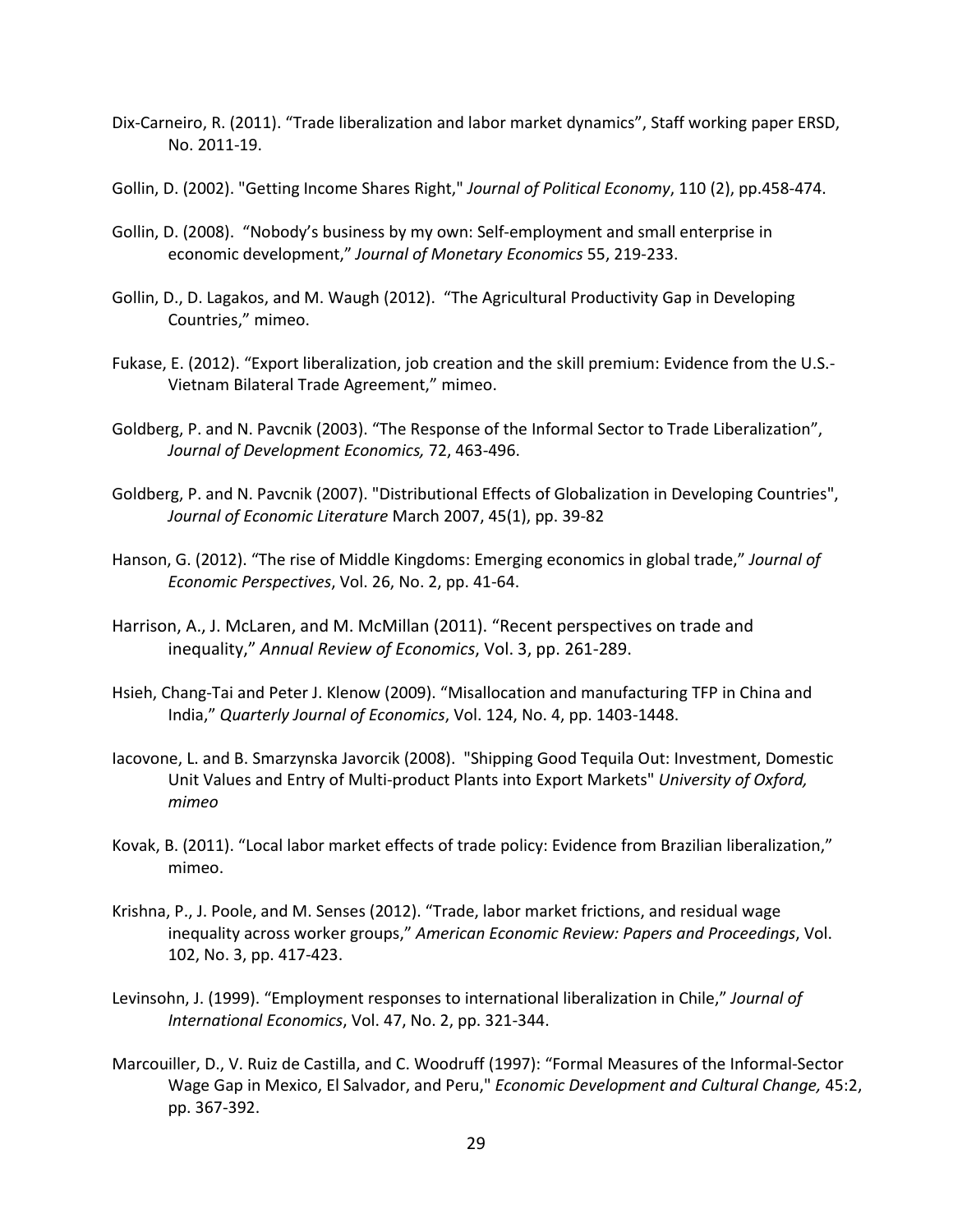Dix-Carneiro, R. (2011). "Trade liberalization and labor market dynamics", Staff working paper ERSD, No. 2011-19.

Gollin, D. (2002). "Getting Income Shares Right," *Journal of Political Economy*, 110 (2), pp.458-474.

Gollin, D. (2008). "Nobody's business by my own: Self-employment and small enterprise in economic development," *Journal of Monetary Economics* 55, 219-233.

Gollin, D., D. Lagakos, and M. Waugh (2012). "The Agricultural Productivity Gap in Developing Countries," mimeo.

Fukase, E. (2012). "Export liberalization, job creation and the skill premium: Evidence from the U.S.-Vietnam Bilateral Trade Agreement," mimeo.

Goldberg, P. and N. Pavcnik (2003). "The Response of the Informal Sector to Trade Liberalization", *Journal of Development Economics,* 72, 463-496.

Goldberg, P. and N. Pavcnik (2007). "Distributional Effects of Globalization in Developing Countries", *Journal of Economic Literature* March 2007, 45(1), pp. 39-82

Hanson, G. (2012). "The rise of Middle Kingdoms: Emerging economics in global trade," *Journal of Economic Perspectives*, Vol. 26, No. 2, pp. 41-64.

Harrison, A., J. McLaren, and M. McMillan (2011). "Recent perspectives on trade and inequality," *Annual Review of Economics*, Vol. 3, pp. 261-289.

Hsieh, Chang-Tai and Peter J. Klenow (2009). "Misallocation and manufacturing TFP in China and India," *Quarterly Journal of Economics*, Vol. 124, No. 4, pp. 1403-1448.

Iacovone, L. and B. Smarzynska Javorcik (2008). "Shipping Good Tequila Out: Investment, Domestic Unit Values and Entry of Multi-product Plants into Export Markets" *University of Oxford, mimeo*

Kovak, B. (2011). "Local labor market effects of trade policy: Evidence from Brazilian liberalization," mimeo.

Krishna, P., J. Poole, and M. Senses (2012). "Trade, labor market frictions, and residual wage inequality across worker groups," *American Economic Review: Papers and Proceedings*, Vol. 102, No. 3, pp. 417-423.

Levinsohn, J. (1999). "Employment responses to international liberalization in Chile," *Journal of International Economics*, Vol. 47, No. 2, pp. 321-344.

Marcouiller, D., V. Ruiz de Castilla, and C. Woodruff (1997): "Formal Measures of the Informal-Sector Wage Gap in Mexico, El Salvador, and Peru," *Economic Development and Cultural Change,* 45:2, pp. 367-392.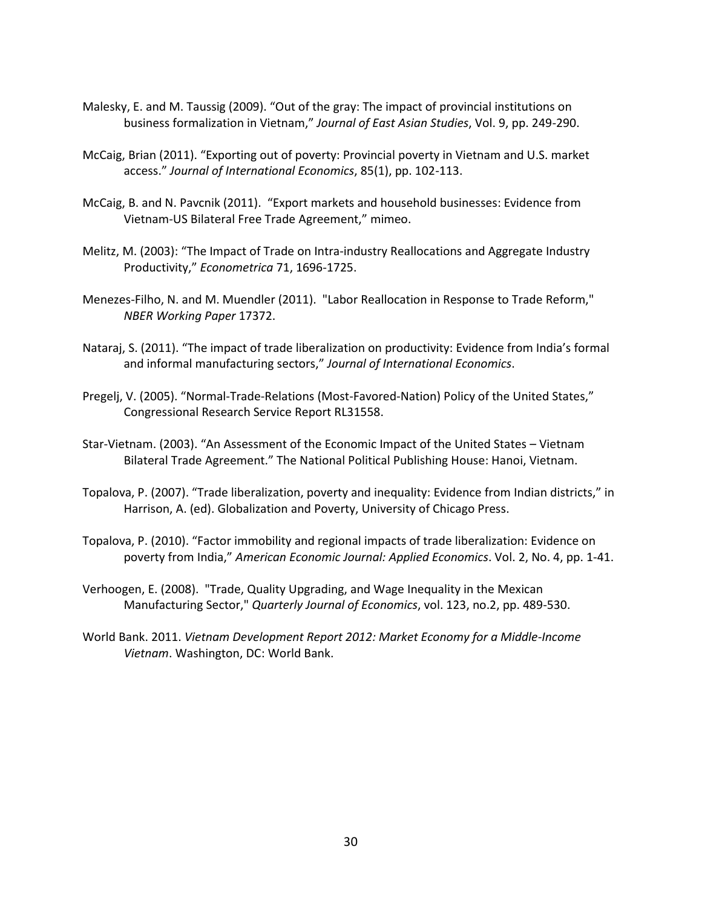Malesky, E. and M. Taussig (2009). “Out of the gray: The impact of provincial institutions on business formalization in Vietnam,” *Journal of East Asian Studies*, Vol. 9, pp. 249-290.

McCaig, Brian (2011). “Exporting out of poverty: Provincial poverty in Vietnam and U.S. market access.” *Journal of International Economics*, 85(1), pp. 102-113.

McCaig, B. and N. Pavcnik (2011). “Export markets and household businesses: Evidence from Vietnam-US Bilateral Free Trade Agreement,” mimeo.

Melitz, M. (2003): “The Impact of Trade on Intra-industry Reallocations and Aggregate Industry Productivity,” *Econometrica* 71, 1696-1725.

Menezes-Filho, N. and M. Muendler (2011). "Labor Reallocation in Response to Trade Reform," *NBER Working Paper* 17372.

Nataraj, S. (2011). “The impact of trade liberalization on productivity: Evidence from India’s formal and informal manufacturing sectors,” *Journal of International Economics*.

Pregelj, V. (2005). “Normal-Trade-Relations (Most-Favored-Nation) Policy of the United States,” Congressional Research Service Report RL31558.

Star-Vietnam. (2003). “An Assessment of the Economic Impact of the United States – Vietnam Bilateral Trade Agreement.” The National Political Publishing House: Hanoi, Vietnam.

Topalova, P. (2007). “Trade liberalization, poverty and inequality: Evidence from Indian districts,” in Harrison, A. (ed). Globalization and Poverty, University of Chicago Press.

Topalova, P. (2010). “Factor immobility and regional impacts of trade liberalization: Evidence on poverty from India,” *American Economic Journal: Applied Economics*. Vol. 2, No. 4, pp. 1-41.

Verhoogen, E. (2008). "Trade, Quality Upgrading, and Wage Inequality in the Mexican Manufacturing Sector," *Quarterly Journal of Economics*, vol. 123, no.2, pp. 489-530.

World Bank. 2011. *Vietnam Development Report 2012: Market Economy for a Middle-Income Vietnam*. Washington, DC: World Bank.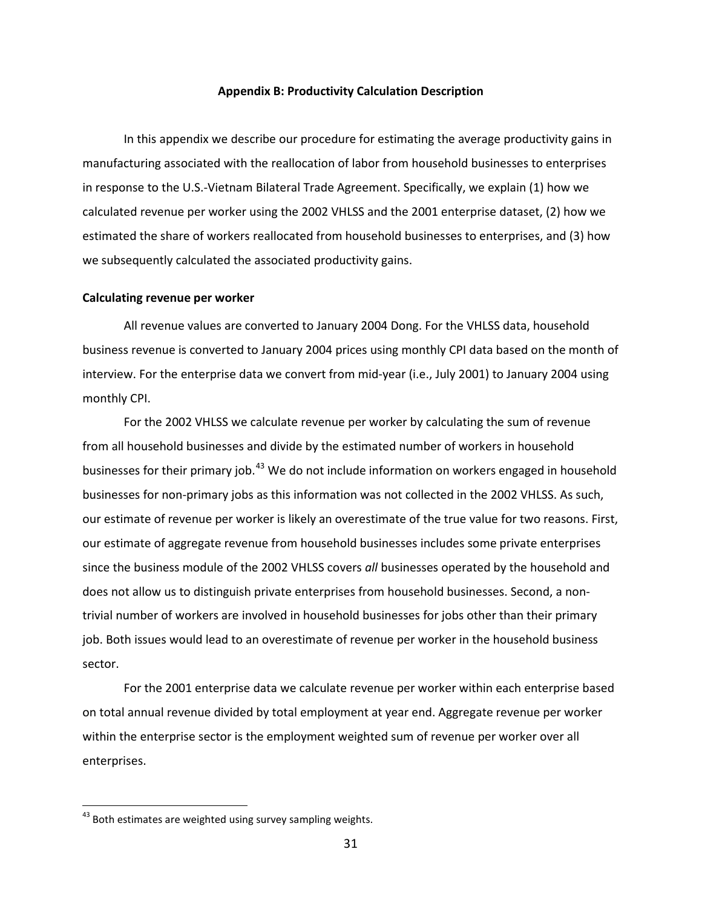## Appendix B: Productivity Calculation Description

In this appendix we describe our procedure for estimating the average productivity gains in manufacturing associated with the reallocation of labor from household businesses to enterprises in response to the U.S.-Vietnam Bilateral Trade Agreement. Specifically, we explain (1) how we calculated revenue per worker using the 2002 VHLSS and the 2001 enterprise dataset, (2) how we estimated the share of workers reallocated from household businesses to enterprises, and (3) how we subsequently calculated the associated productivity gains.

### Calculating revenue per worker

All revenue values are converted to January 2004 Dong. For the VHLSS data, household business revenue is converted to January 2004 prices using monthly CPI data based on the month of interview. For the enterprise data we convert from mid-year (i.e., July 2001) to January 2004 using monthly CPI.

For the 2002 VHLSS we calculate revenue per worker by calculating the sum of revenue from all household businesses and divide by the estimated number of workers in household businesses for their primary job.[43] We do not include information on workers engaged in household businesses for non-primary jobs as this information was not collected in the 2002 VHLSS. As such, our estimate of revenue per worker is likely an overestimate of the true value for two reasons. First, our estimate of aggregate revenue from household businesses includes some private enterprises since the business module of the 2002 VHLSS covers *all* businesses operated by the household and does not allow us to distinguish private enterprises from household businesses. Second, a non-trivial number of workers are involved in household businesses for jobs other than their primary job. Both issues would lead to an overestimate of revenue per worker in the household business sector.

For the 2001 enterprise data we calculate revenue per worker within each enterprise based on total annual revenue divided by total employment at year end. Aggregate revenue per worker within the enterprise sector is the employment weighted sum of revenue per worker over all enterprises.

---

[43] Both estimates are weighted using survey sampling weights.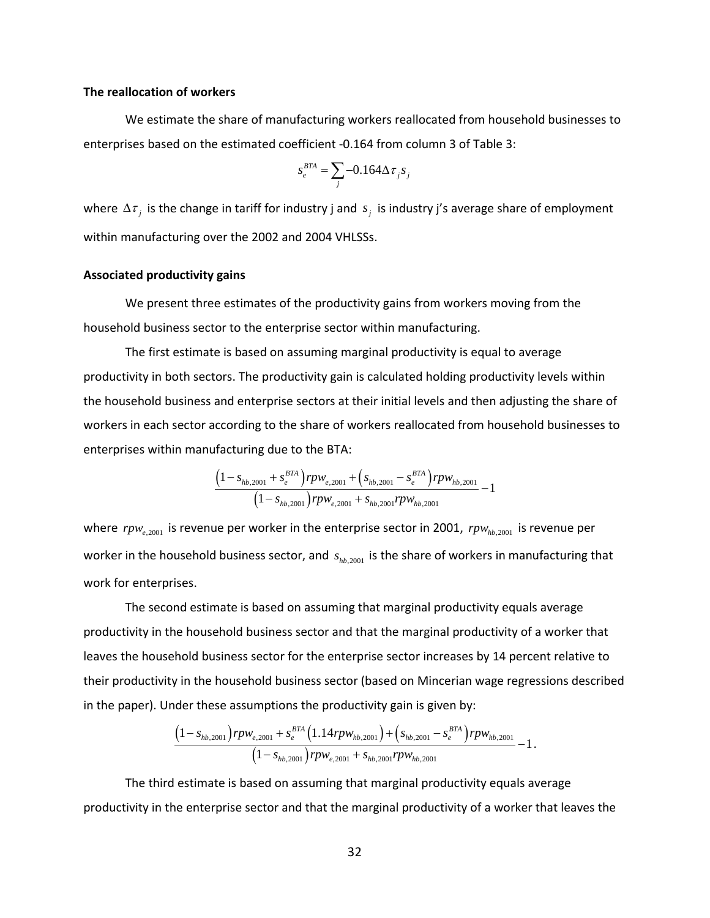**The reallocation of workers**

We estimate the share of manufacturing workers reallocated from household businesses to enterprises based on the estimated coefficient -0.164 from column 3 of Table 3:

$$s_e^{BTA} = \sum_j -0.164 \Delta \tau_j s_j$$

where $\Delta \tau_j$ is the change in tariff for industry j and $s_j$ is industry j's average share of employment within manufacturing over the 2002 and 2004 VHLSSs.

**Associated productivity gains**

We present three estimates of the productivity gains from workers moving from the household business sector to the enterprise sector within manufacturing.

The first estimate is based on assuming marginal productivity is equal to average productivity in both sectors. The productivity gain is calculated holding productivity levels within the household business and enterprise sectors at their initial levels and then adjusting the share of workers in each sector according to the share of workers reallocated from household businesses to enterprises within manufacturing due to the BTA:

$$\frac{\left(1 - s_{hb,2001} + s_e^{BTA}\right) rpw_{e,2001} + \left(s_{hb,2001} - s_e^{BTA}\right) rpw_{hb,2001}}{\left(1 - s_{hb,2001}\right) rpw_{e,2001} + s_{hb,2001} rpw_{hb,2001}} - 1$$

where $rpw_{e,2001}$ is revenue per worker in the enterprise sector in 2001, $rpw_{hb,2001}$ is revenue per worker in the household business sector, and $s_{hb,2001}$ is the share of workers in manufacturing that work for enterprises.

The second estimate is based on assuming that marginal productivity equals average productivity in the household business sector and that the marginal productivity of a worker that leaves the household business sector for the enterprise sector increases by 14 percent relative to their productivity in the household business sector (based on Mincerian wage regressions described in the paper). Under these assumptions the productivity gain is given by:

$$\frac{\left(1 - s_{hb,2001}\right) rpw_{e,2001} + s_e^{BTA}\left(1.14 rpw_{hb,2001}\right) + \left(s_{hb,2001} - s_e^{BTA}\right) rpw_{hb,2001}}{\left(1 - s_{hb,2001}\right) rpw_{e,2001} + s_{hb,2001} rpw_{hb,2001}} - 1.$$

The third estimate is based on assuming that marginal productivity equals average productivity in the enterprise sector and that the marginal productivity of a worker that leaves the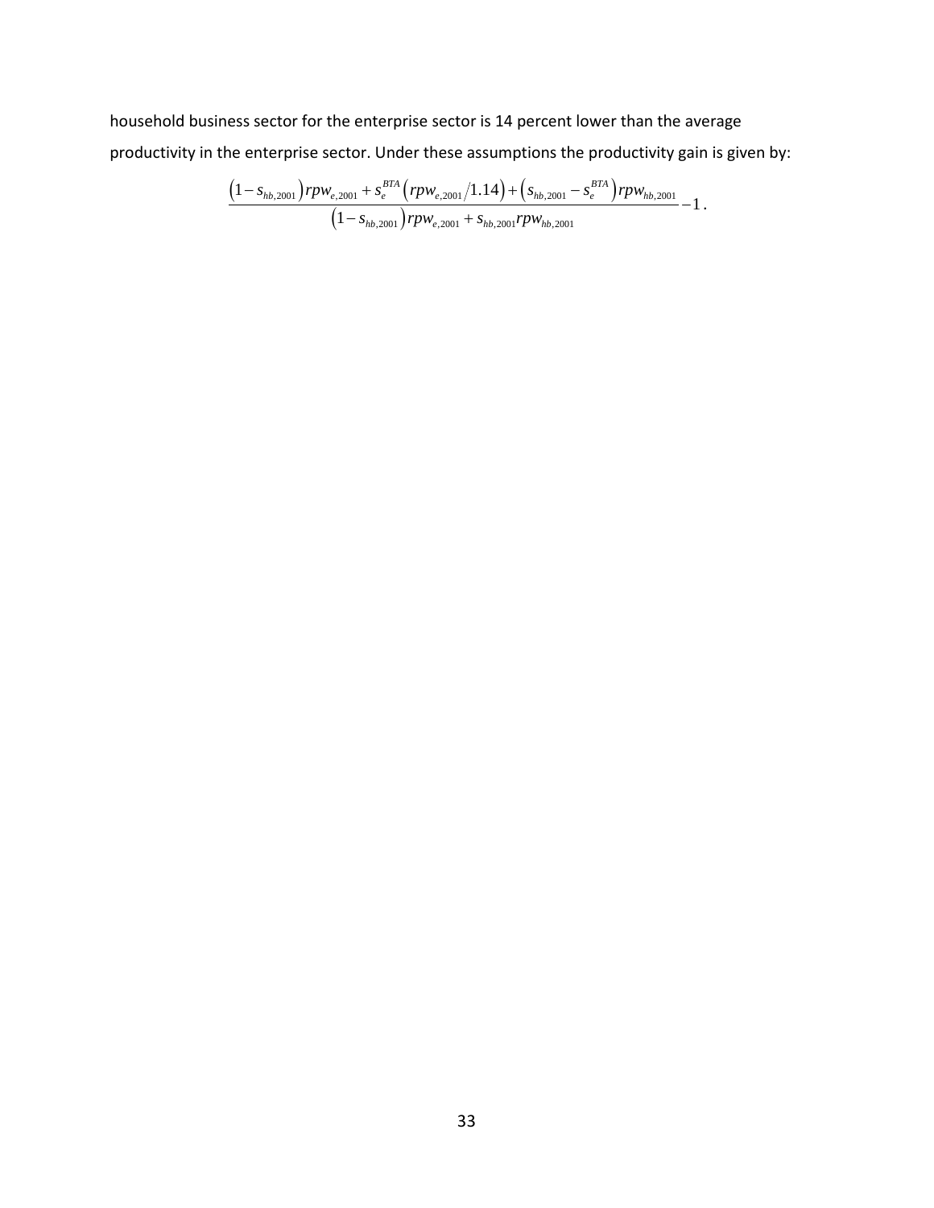household business sector for the enterprise sector is 14 percent lower than the average productivity in the enterprise sector. Under these assumptions the productivity gain is given by:

$$\frac{\left(1-s_{hb,2001}\right)rpw_{e,2001}+s_{e}^{BTA}\left(rpw_{e,2001}/1.14\right)+\left(s_{hb,2001}-s_{e}^{BTA}\right)rpw_{hb,2001}}{\left(1-s_{hb,2001}\right)rpw_{e,2001}+s_{hb,2001}rpw_{hb,2001}}-1\,.$$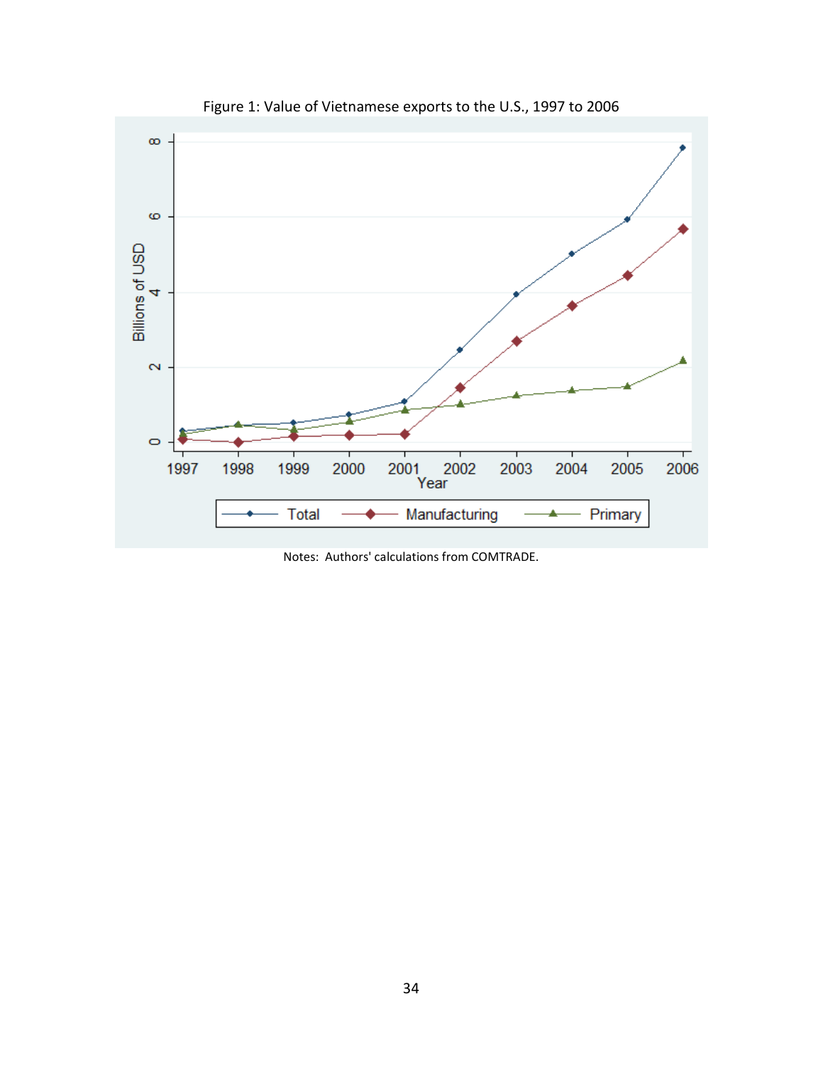Figure 1: Value of Vietnamese exports to the U.S., 1997 to 2006

Notes: Authors' calculations from COMTRADE.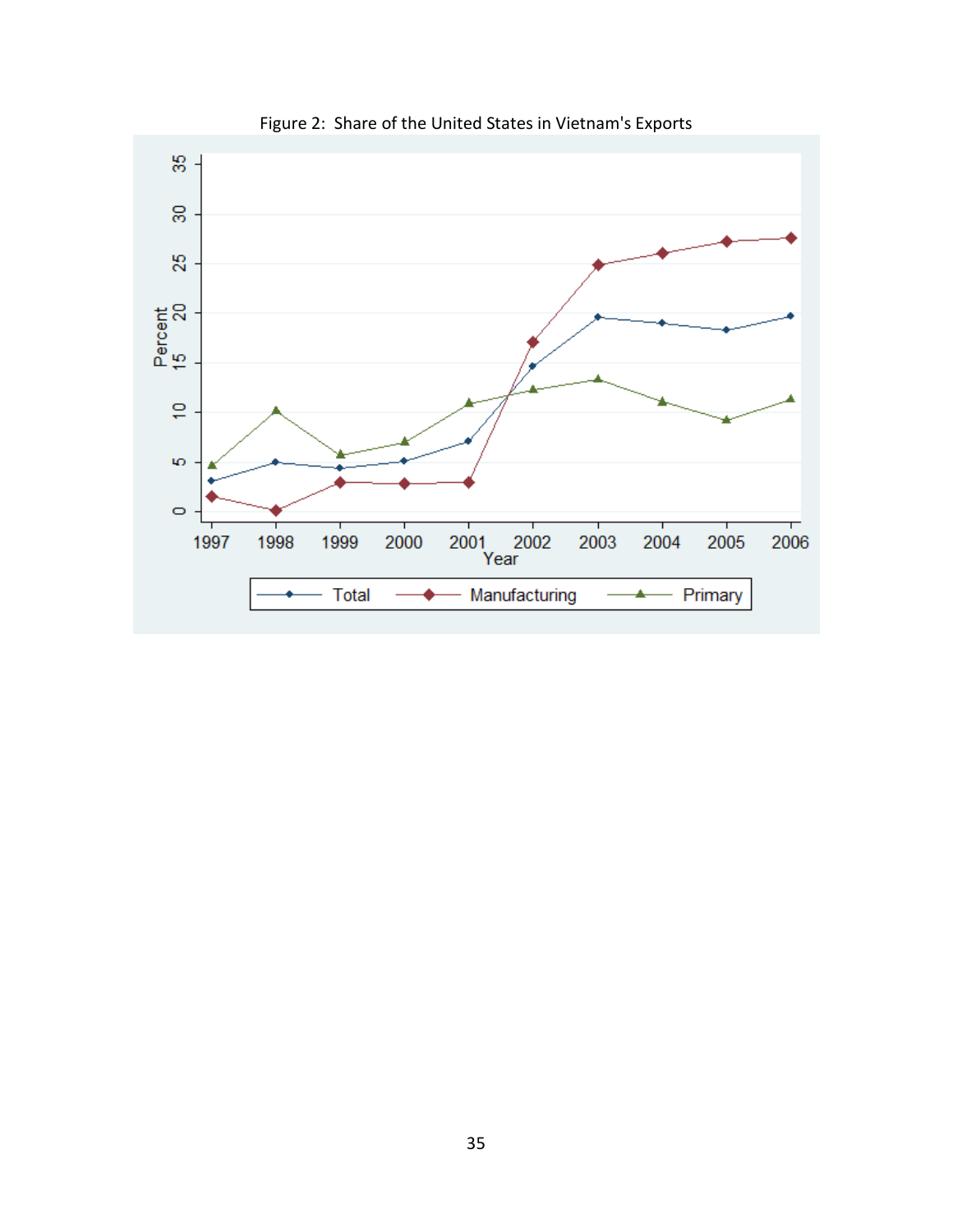Figure 2: Share of the United States in Vietnam's Exports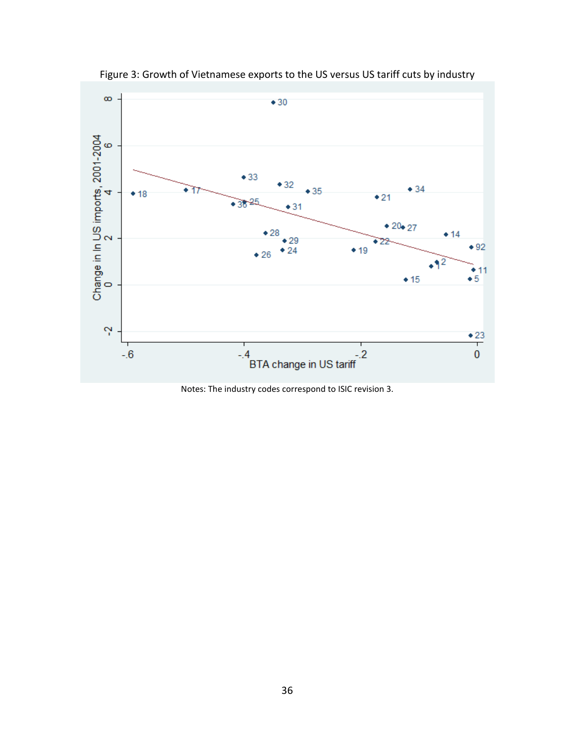Figure 3: Growth of Vietnamese exports to the US versus US tariff cuts by industry

Notes: The industry codes correspond to ISIC revision 3.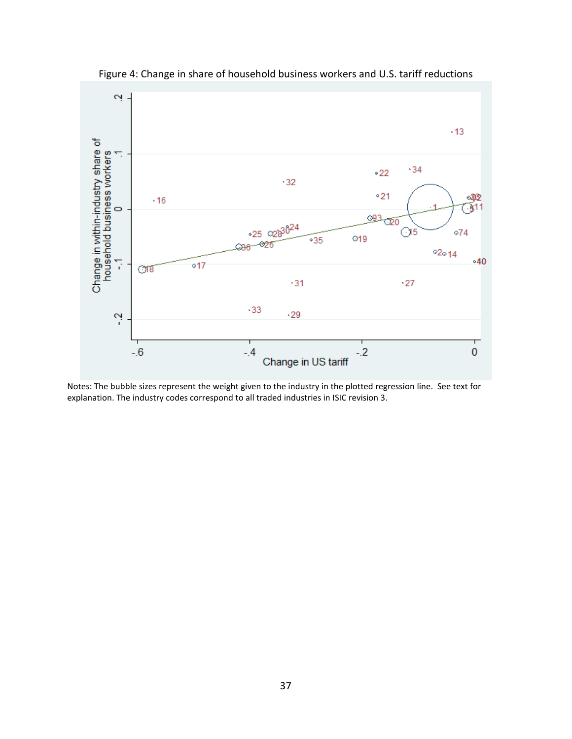Figure 4: Change in share of household business workers and U.S. tariff reductions

Notes: The bubble sizes represent the weight given to the industry in the plotted regression line. See text for explanation. The industry codes correspond to all traded industries in ISIC revision 3.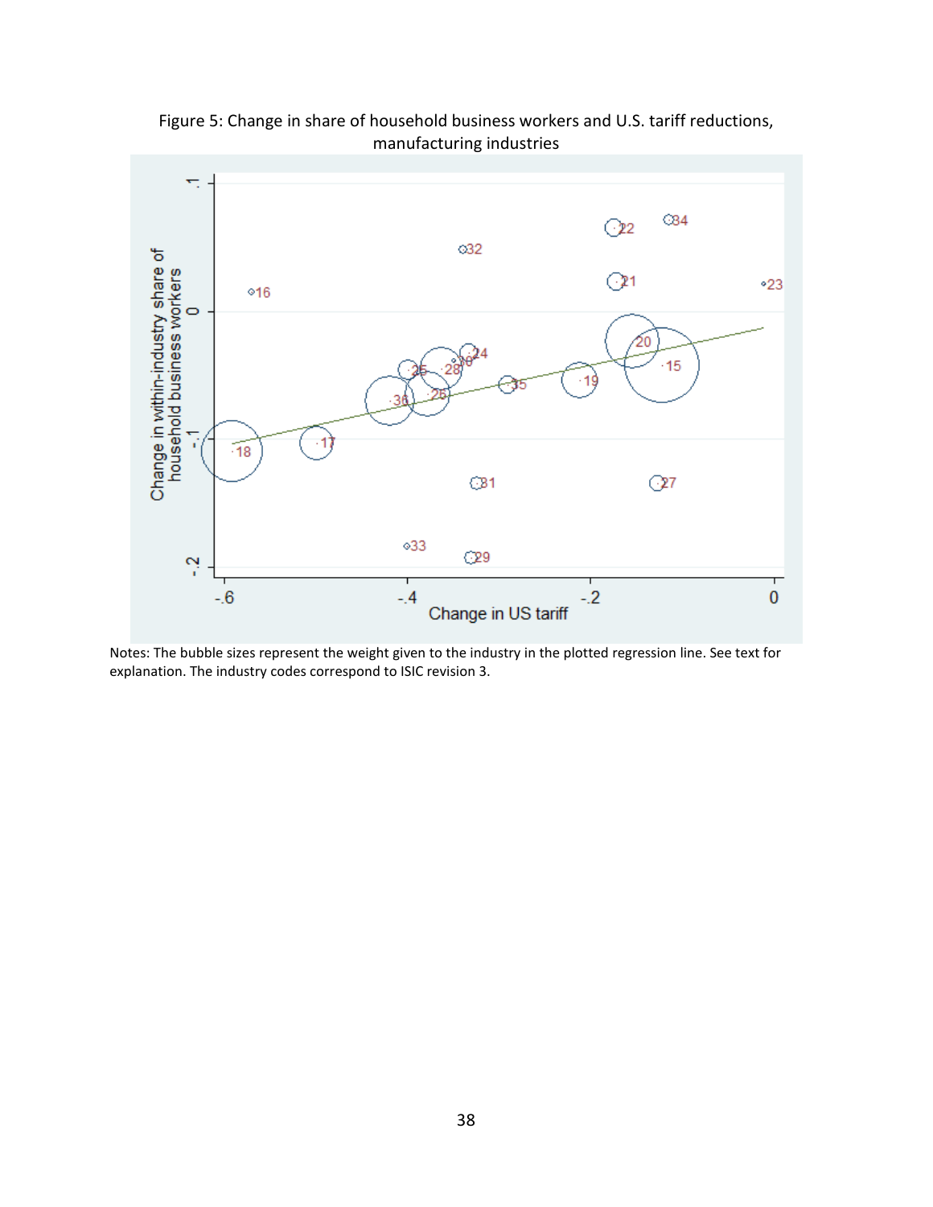Figure 5: Change in share of household business workers and U.S. tariff reductions, manufacturing industries

Notes: The bubble sizes represent the weight given to the industry in the plotted regression line. See text for explanation. The industry codes correspond to ISIC revision 3.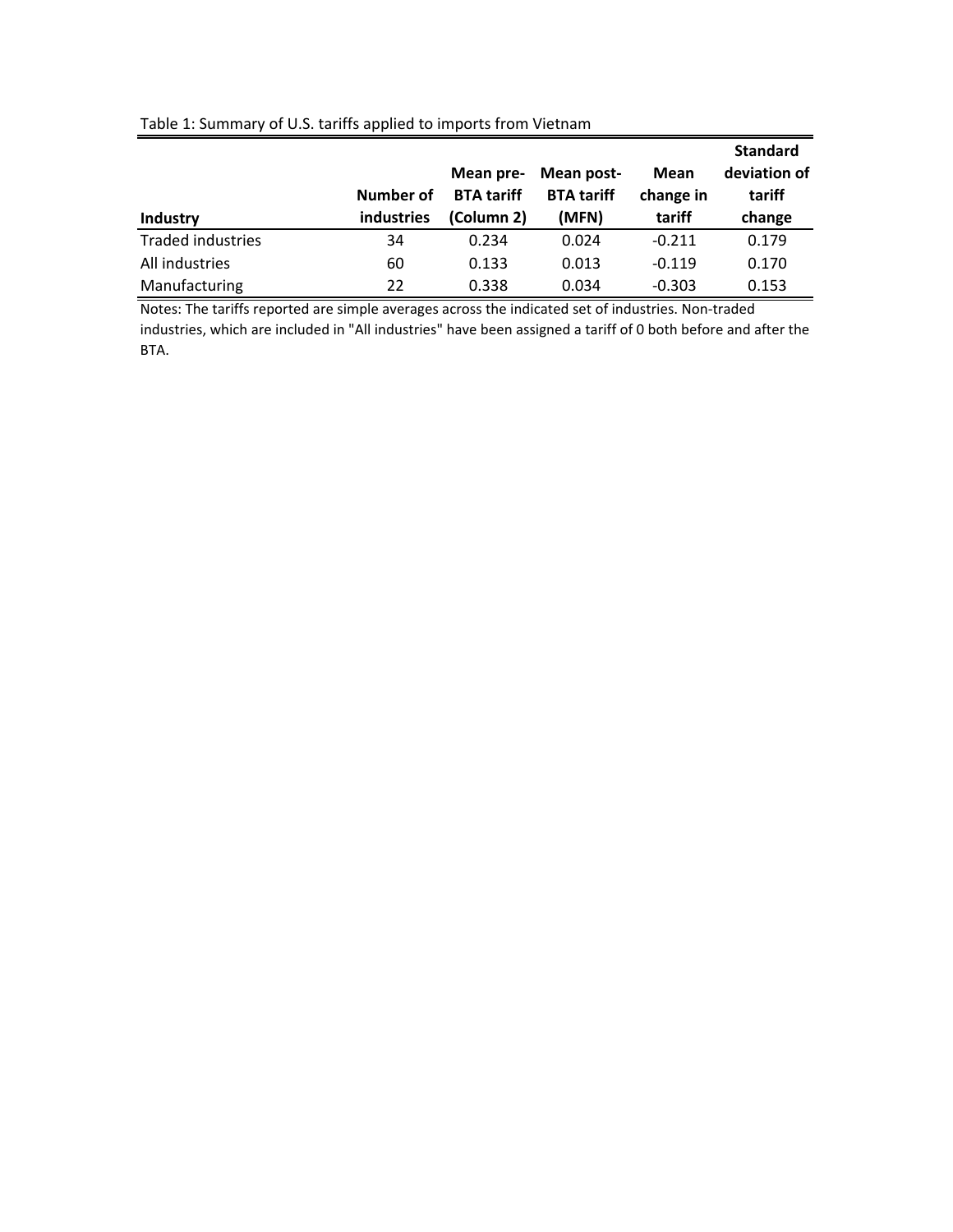Table 1: Summary of U.S. tariffs applied to imports from Vietnam

| Industry | Number of industries | Mean pre-BTA tariff (Column 2) | Mean post-BTA tariff (MFN) | Mean change in tariff | Standard deviation of tariff change |
|---|---|---|---|---|---|
| Traded industries | 34 | 0.234 | 0.024 | -0.211 | 0.179 |
| All industries | 60 | 0.133 | 0.013 | -0.119 | 0.170 |
| Manufacturing | 22 | 0.338 | 0.034 | -0.303 | 0.153 |

Notes: The tariffs reported are simple averages across the indicated set of industries. Non-traded industries, which are included in "All industries" have been assigned a tariff of 0 both before and after the BTA.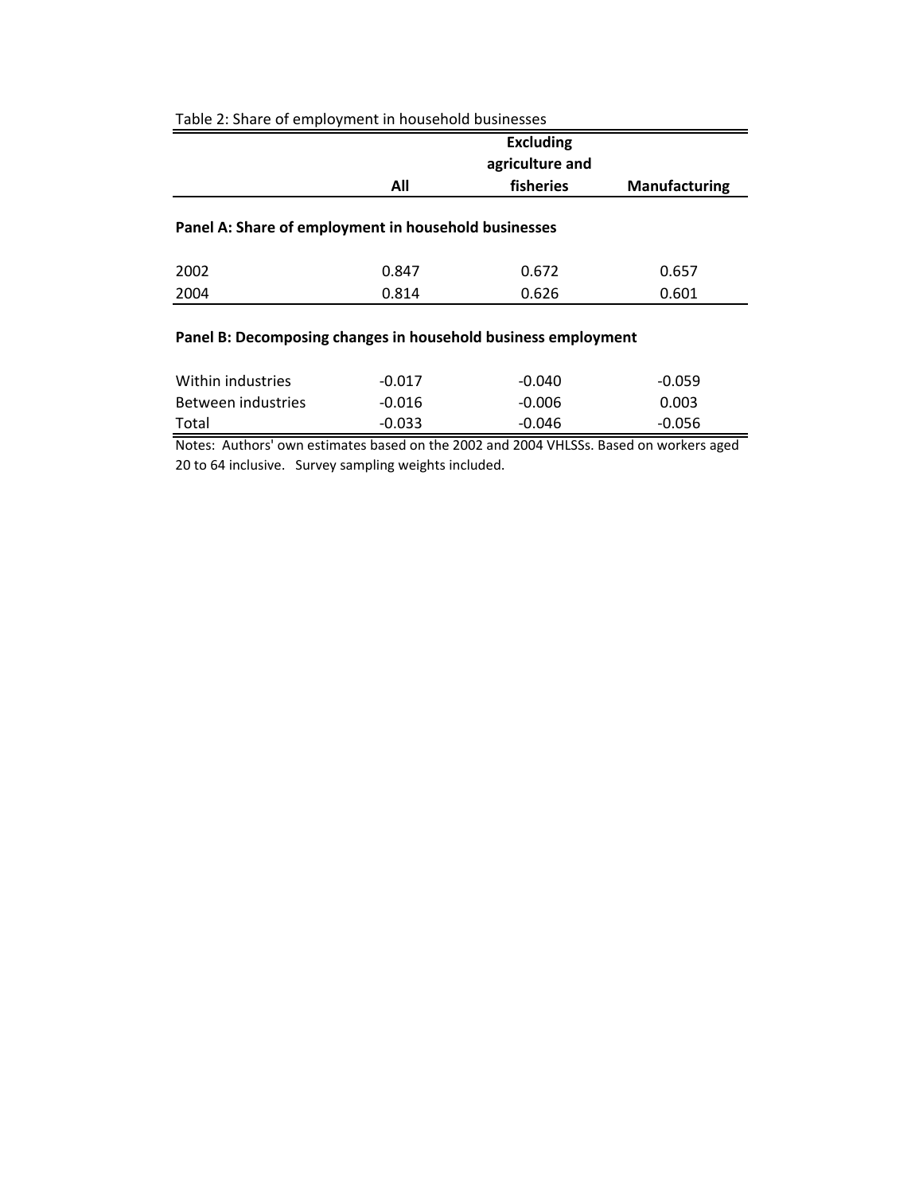Table 2: Share of employment in household businesses

| | All | Excluding agriculture and fisheries | Manufacturing |
|---|---|---|---|
| **Panel A: Share of employment in household businesses** | | | |
| 2002 | 0.847 | 0.672 | 0.657 |
| 2004 | 0.814 | 0.626 | 0.601 |
| **Panel B: Decomposing changes in household business employment** | | | |
| Within industries | -0.017 | -0.040 | -0.059 |
| Between industries | -0.016 | -0.006 | 0.003 |
| Total | -0.033 | -0.046 | -0.056 |

Notes: Authors' own estimates based on the 2002 and 2004 VHLSSs. Based on workers aged 20 to 64 inclusive. Survey sampling weights included.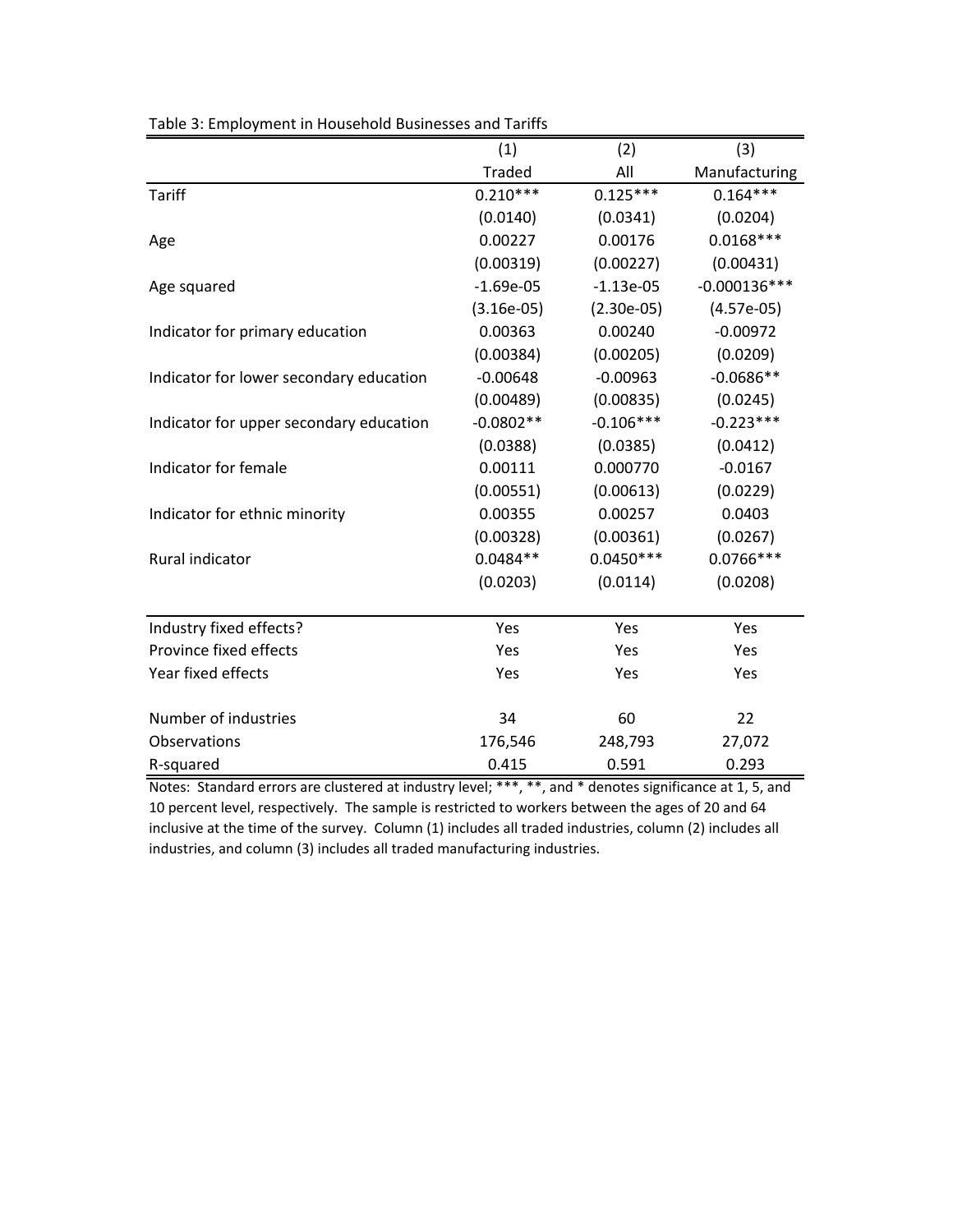Table 3: Employment in Household Businesses and Tariffs

| | (1) | (2) | (3) |
|---|---|---|---|
| | Traded | All | Manufacturing |
| Tariff | 0.210*** | 0.125*** | 0.164*** |
| | (0.0140) | (0.0341) | (0.0204) |
| Age | 0.00227 | 0.00176 | 0.0168*** |
| | (0.00319) | (0.00227) | (0.00431) |
| Age squared | -1.69e-05 | -1.13e-05 | -0.000136*** |
| | (3.16e-05) | (2.30e-05) | (4.57e-05) |
| Indicator for primary education | 0.00363 | 0.00240 | -0.00972 |
| | (0.00384) | (0.00205) | (0.0209) |
| Indicator for lower secondary education | -0.00648 | -0.00963 | -0.0686** |
| | (0.00489) | (0.00835) | (0.0245) |
| Indicator for upper secondary education | -0.0802** | -0.106*** | -0.223*** |
| | (0.0388) | (0.0385) | (0.0412) |
| Indicator for female | 0.00111 | 0.000770 | -0.0167 |
| | (0.00551) | (0.00613) | (0.0229) |
| Indicator for ethnic minority | 0.00355 | 0.00257 | 0.0403 |
| | (0.00328) | (0.00361) | (0.0267) |
| Rural indicator | 0.0484** | 0.0450*** | 0.0766*** |
| | (0.0203) | (0.0114) | (0.0208) |
| Industry fixed effects? | Yes | Yes | Yes |
| Province fixed effects | Yes | Yes | Yes |
| Year fixed effects | Yes | Yes | Yes |
| Number of industries | 34 | 60 | 22 |
| Observations | 176,546 | 248,793 | 27,072 |
| R-squared | 0.415 | 0.591 | 0.293 |

Notes: Standard errors are clustered at industry level; ***, **, and * denotes significance at 1, 5, and 10 percent level, respectively. The sample is restricted to workers between the ages of 20 and 64 inclusive at the time of the survey. Column (1) includes all traded industries, column (2) includes all industries, and column (3) includes all traded manufacturing industries.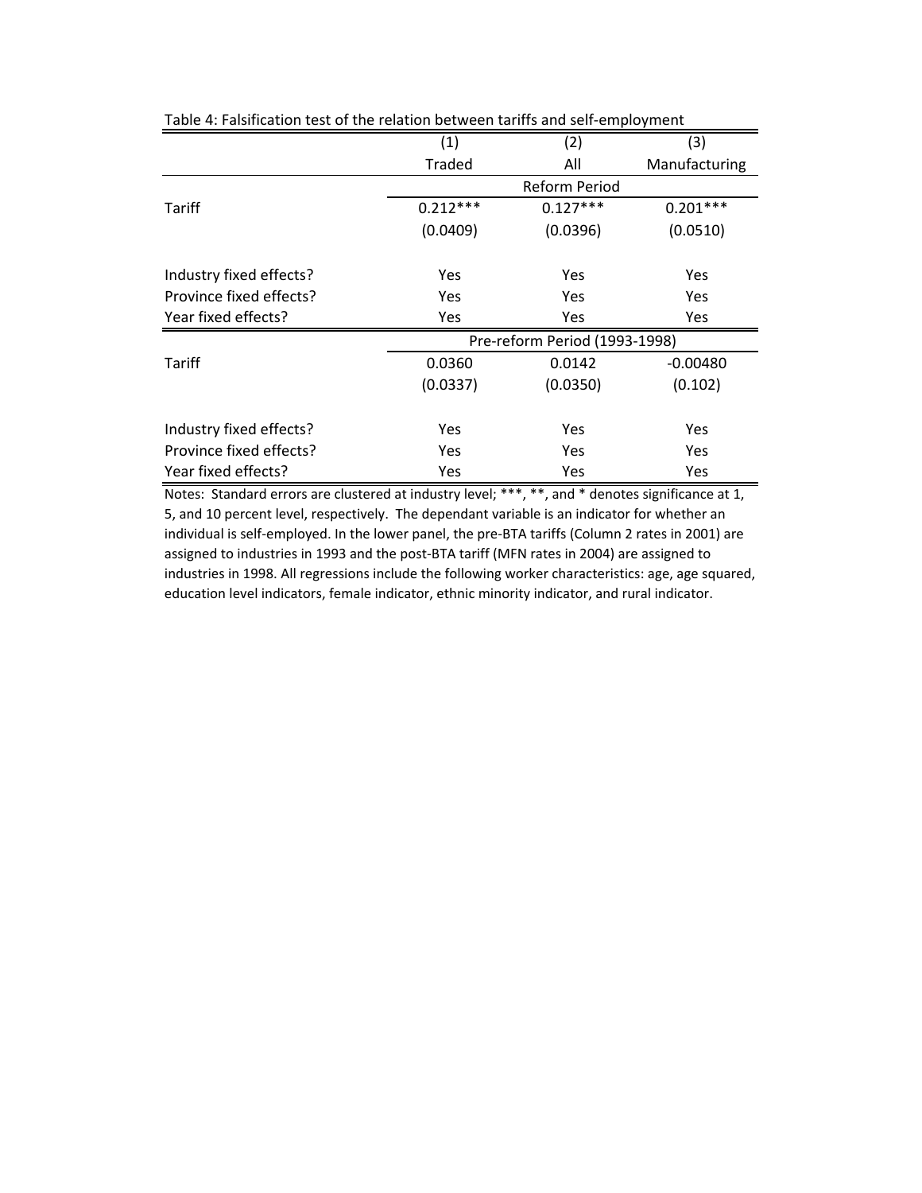Table 4: Falsification test of the relation between tariffs and self-employment

| | (1) | (2) | (3) |
|---|---|---|---|
| | Traded | All | Manufacturing |
| | Reform Period | | |
| Tariff | 0.212*** | 0.127*** | 0.201*** |
| | (0.0409) | (0.0396) | (0.0510) |
| Industry fixed effects? | Yes | Yes | Yes |
| Province fixed effects? | Yes | Yes | Yes |
| Year fixed effects? | Yes | Yes | Yes |
| | Pre-reform Period (1993-1998) | | |
| Tariff | 0.0360 | 0.0142 | -0.00480 |
| | (0.0337) | (0.0350) | (0.102) |
| Industry fixed effects? | Yes | Yes | Yes |
| Province fixed effects? | Yes | Yes | Yes |
| Year fixed effects? | Yes | Yes | Yes |

Notes: Standard errors are clustered at industry level; ***, **, and * denotes significance at 1, 5, and 10 percent level, respectively. The dependant variable is an indicator for whether an individual is self-employed. In the lower panel, the pre-BTA tariffs (Column 2 rates in 2001) are assigned to industries in 1993 and the post-BTA tariff (MFN rates in 2004) are assigned to industries in 1998. All regressions include the following worker characteristics: age, age squared, education level indicators, female indicator, ethnic minority indicator, and rural indicator.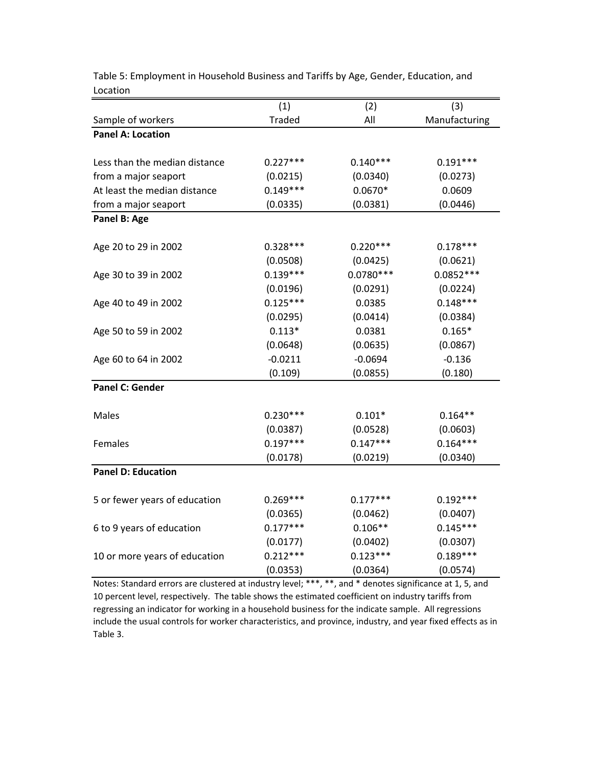Table 5: Employment in Household Business and Tariffs by Age, Gender, Education, and Location

| Sample of workers | (1) Traded | (2) All | (3) Manufacturing |
|---|---|---|---|
| **Panel A: Location** | | | |
| Less than the median distance | 0.227*** | 0.140*** | 0.191*** |
| from a major seaport | (0.0215) | (0.0340) | (0.0273) |
| At least the median distance | 0.149*** | 0.0670* | 0.0609 |
| from a major seaport | (0.0335) | (0.0381) | (0.0446) |
| **Panel B: Age** | | | |
| Age 20 to 29 in 2002 | 0.328*** | 0.220*** | 0.178*** |
| | (0.0508) | (0.0425) | (0.0621) |
| Age 30 to 39 in 2002 | 0.139*** | 0.0780*** | 0.0852*** |
| | (0.0196) | (0.0291) | (0.0224) |
| Age 40 to 49 in 2002 | 0.125*** | 0.0385 | 0.148*** |
| | (0.0295) | (0.0414) | (0.0384) |
| Age 50 to 59 in 2002 | 0.113* | 0.0381 | 0.165* |
| | (0.0648) | (0.0635) | (0.0867) |
| Age 60 to 64 in 2002 | -0.0211 | -0.0694 | -0.136 |
| | (0.109) | (0.0855) | (0.180) |
| **Panel C: Gender** | | | |
| Males | 0.230*** | 0.101* | 0.164** |
| | (0.0387) | (0.0528) | (0.0603) |
| Females | 0.197*** | 0.147*** | 0.164*** |
| | (0.0178) | (0.0219) | (0.0340) |
| **Panel D: Education** | | | |
| 5 or fewer years of education | 0.269*** | 0.177*** | 0.192*** |
| | (0.0365) | (0.0462) | (0.0407) |
| 6 to 9 years of education | 0.177*** | 0.106** | 0.145*** |
| | (0.0177) | (0.0402) | (0.0307) |
| 10 or more years of education | 0.212*** | 0.123*** | 0.189*** |
| | (0.0353) | (0.0364) | (0.0574) |

Notes: Standard errors are clustered at industry level; ***, **, and * denotes significance at 1, 5, and 10 percent level, respectively. The table shows the estimated coefficient on industry tariffs from regressing an indicator for working in a household business for the indicate sample. All regressions include the usual controls for worker characteristics, and province, industry, and year fixed effects as in Table 3.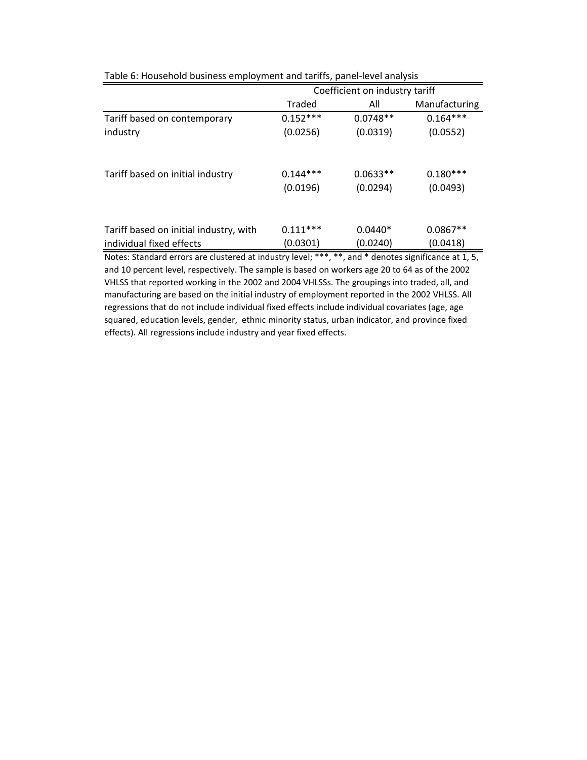Table 6: Household business employment and tariffs, panel-level analysis

| | Coefficient on industry tariff | | |
|---|---|---|---|
| | Traded | All | Manufacturing |
| Tariff based on contemporary industry | 0.152*** | 0.0748** | 0.164*** |
| | (0.0256) | (0.0319) | (0.0552) |
| Tariff based on initial industry | 0.144*** | 0.0633** | 0.180*** |
| | (0.0196) | (0.0294) | (0.0493) |
| Tariff based on initial industry, with individual fixed effects | 0.111*** | 0.0440* | 0.0867** |
| | (0.0301) | (0.0240) | (0.0418) |

Notes: Standard errors are clustered at industry level; ***, **, and * denotes significance at 1, 5, and 10 percent level, respectively. The sample is based on workers age 20 to 64 as of the 2002 VHLSS that reported working in the 2002 and 2004 VHLSSs. The groupings into traded, all, and manufacturing are based on the initial industry of employment reported in the 2002 VHLSS. All regressions that do not include individual fixed effects include individual covariates (age, age squared, education levels, gender, ethnic minority status, urban indicator, and province fixed effects). All regressions include industry and year fixed effects.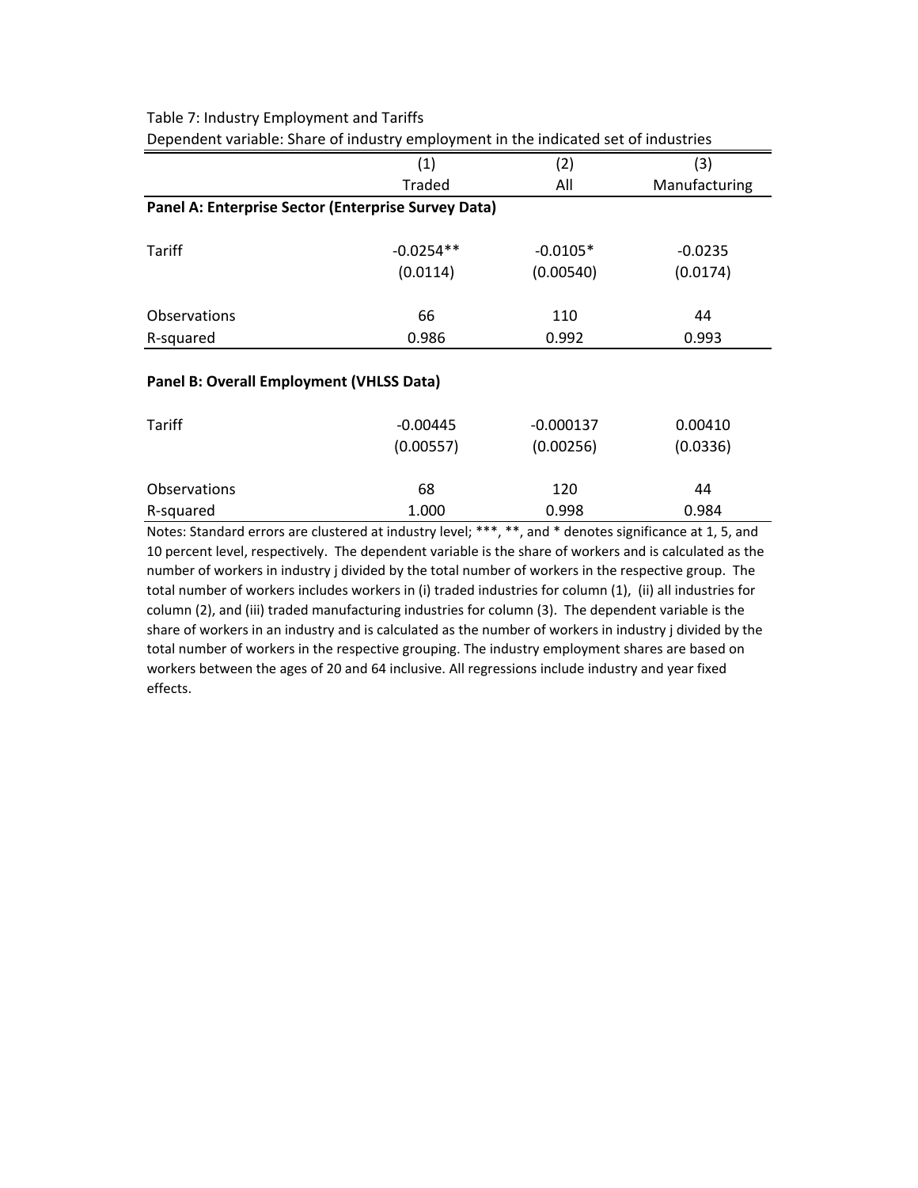Table 7: Industry Employment and Tariffs

Dependent variable: Share of industry employment in the indicated set of industries

| | (1) | (2) | (3) |
|---|---|---|---|
| | Traded | All | Manufacturing |
| **Panel A: Enterprise Sector (Enterprise Survey Data)** | | | |
| Tariff | -0.0254** | -0.0105* | -0.0235 |
| | (0.0114) | (0.00540) | (0.0174) |
| Observations | 66 | 110 | 44 |
| R-squared | 0.986 | 0.992 | 0.993 |
| **Panel B: Overall Employment (VHLSS Data)** | | | |
| Tariff | -0.00445 | -0.000137 | 0.00410 |
| | (0.00557) | (0.00256) | (0.0336) |
| Observations | 68 | 120 | 44 |
| R-squared | 1.000 | 0.998 | 0.984 |

Notes: Standard errors are clustered at industry level; ***, **, and * denotes significance at 1, 5, and 10 percent level, respectively. The dependent variable is the share of workers and is calculated as the number of workers in industry j divided by the total number of workers in the respective group. The total number of workers includes workers in (i) traded industries for column (1), (ii) all industries for column (2), and (iii) traded manufacturing industries for column (3). The dependent variable is the share of workers in an industry and is calculated as the number of workers in industry j divided by the total number of workers in the respective grouping. The industry employment shares are based on workers between the ages of 20 and 64 inclusive. All regressions include industry and year fixed effects.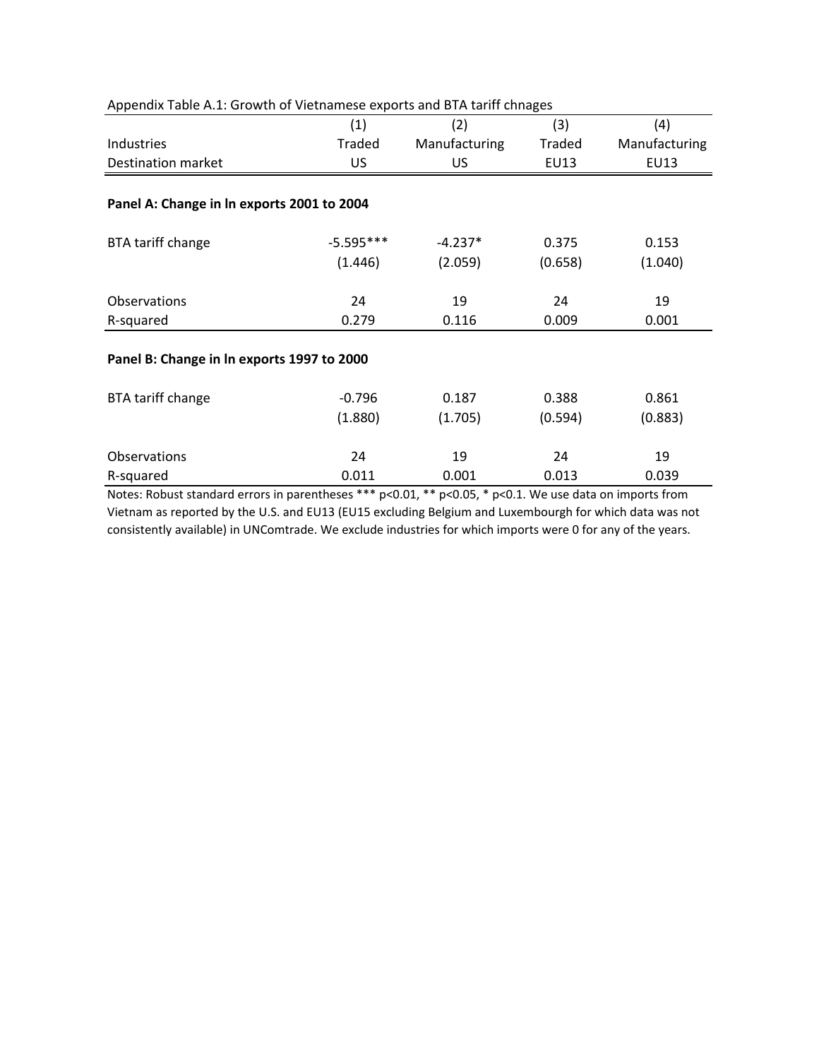Appendix Table A.1: Growth of Vietnamese exports and BTA tariff chnages

| | (1) | (2) | (3) | (4) |
|---|---|---|---|---|
| Industries | Traded | Manufacturing | Traded | Manufacturing |
| Destination market | US | US | EU13 | EU13 |
| **Panel A: Change in ln exports 2001 to 2004** | | | | |
| BTA tariff change | -5.595*** | -4.237* | 0.375 | 0.153 |
| | (1.446) | (2.059) | (0.658) | (1.040) |
| Observations | 24 | 19 | 24 | 19 |
| R-squared | 0.279 | 0.116 | 0.009 | 0.001 |
| **Panel B: Change in ln exports 1997 to 2000** | | | | |
| BTA tariff change | -0.796 | 0.187 | 0.388 | 0.861 |
| | (1.880) | (1.705) | (0.594) | (0.883) |
| Observations | 24 | 19 | 24 | 19 |
| R-squared | 0.011 | 0.001 | 0.013 | 0.039 |

Notes: Robust standard errors in parentheses *** p<0.01, ** p<0.05, * p<0.1. We use data on imports from Vietnam as reported by the U.S. and EU13 (EU15 excluding Belgium and Luxembourgh for which data was not consistently available) in UNComtrade. We exclude industries for which imports were 0 for any of the years.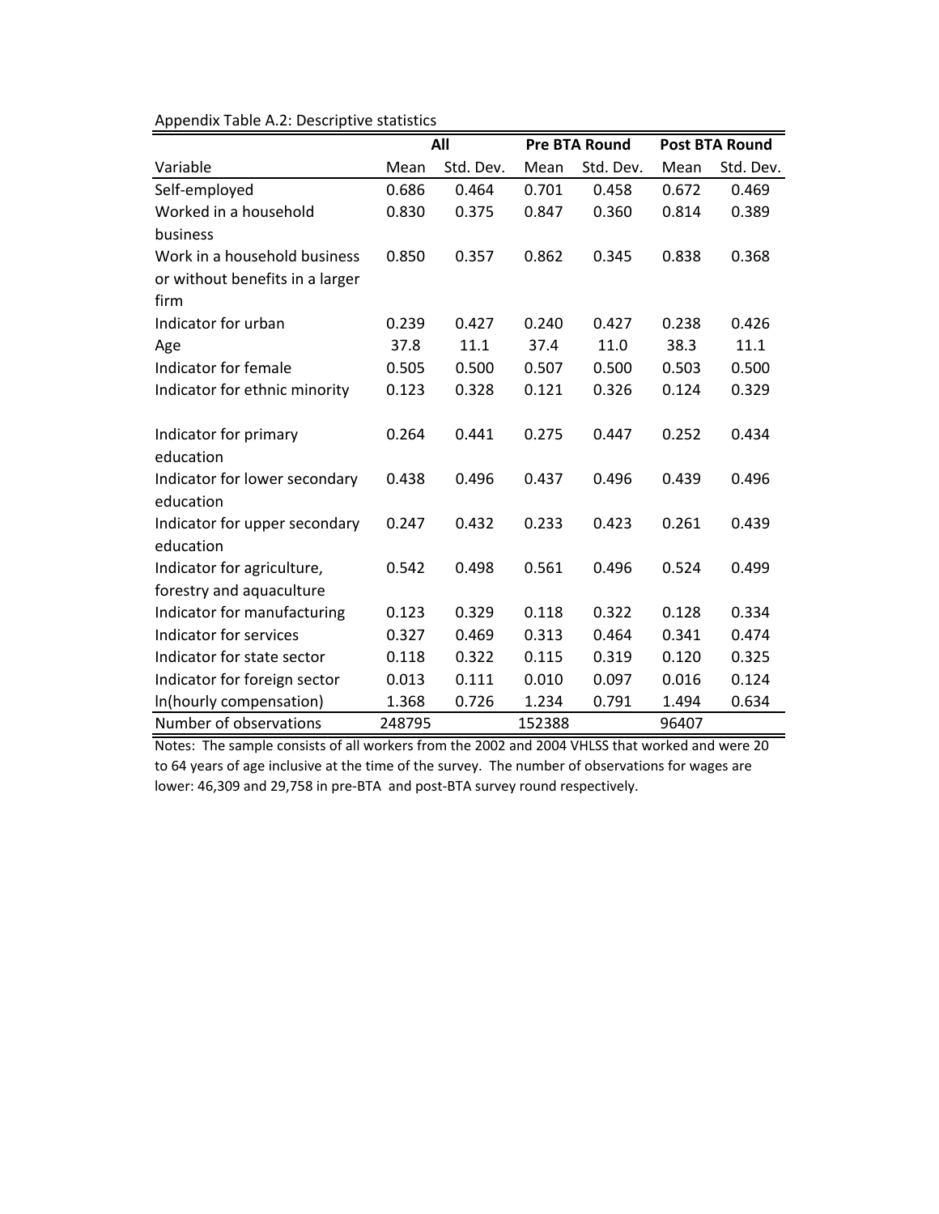Appendix Table A.2: Descriptive statistics

| | All | | Pre BTA Round | | Post BTA Round | |
|---|---|---|---|---|---|---|
| Variable | Mean | Std. Dev. | Mean | Std. Dev. | Mean | Std. Dev. |
| Self-employed | 0.686 | 0.464 | 0.701 | 0.458 | 0.672 | 0.469 |
| Worked in a household business | 0.830 | 0.375 | 0.847 | 0.360 | 0.814 | 0.389 |
| Work in a household business or without benefits in a larger firm | 0.850 | 0.357 | 0.862 | 0.345 | 0.838 | 0.368 |
| Indicator for urban | 0.239 | 0.427 | 0.240 | 0.427 | 0.238 | 0.426 |
| Age | 37.8 | 11.1 | 37.4 | 11.0 | 38.3 | 11.1 |
| Indicator for female | 0.505 | 0.500 | 0.507 | 0.500 | 0.503 | 0.500 |
| Indicator for ethnic minority | 0.123 | 0.328 | 0.121 | 0.326 | 0.124 | 0.329 |
| Indicator for primary education | 0.264 | 0.441 | 0.275 | 0.447 | 0.252 | 0.434 |
| Indicator for lower secondary education | 0.438 | 0.496 | 0.437 | 0.496 | 0.439 | 0.496 |
| Indicator for upper secondary education | 0.247 | 0.432 | 0.233 | 0.423 | 0.261 | 0.439 |
| Indicator for agriculture, forestry and aquaculture | 0.542 | 0.498 | 0.561 | 0.496 | 0.524 | 0.499 |
| Indicator for manufacturing | 0.123 | 0.329 | 0.118 | 0.322 | 0.128 | 0.334 |
| Indicator for services | 0.327 | 0.469 | 0.313 | 0.464 | 0.341 | 0.474 |
| Indicator for state sector | 0.118 | 0.322 | 0.115 | 0.319 | 0.120 | 0.325 |
| Indicator for foreign sector | 0.013 | 0.111 | 0.010 | 0.097 | 0.016 | 0.124 |
| ln(hourly compensation) | 1.368 | 0.726 | 1.234 | 0.791 | 1.494 | 0.634 |
| Number of observations | 248795 | | 152388 | | 96407 | |

Notes: The sample consists of all workers from the 2002 and 2004 VHLSS that worked and were 20 to 64 years of age inclusive at the time of the survey. The number of observations for wages are lower: 46,309 and 29,758 in pre-BTA and post-BTA survey round respectively.